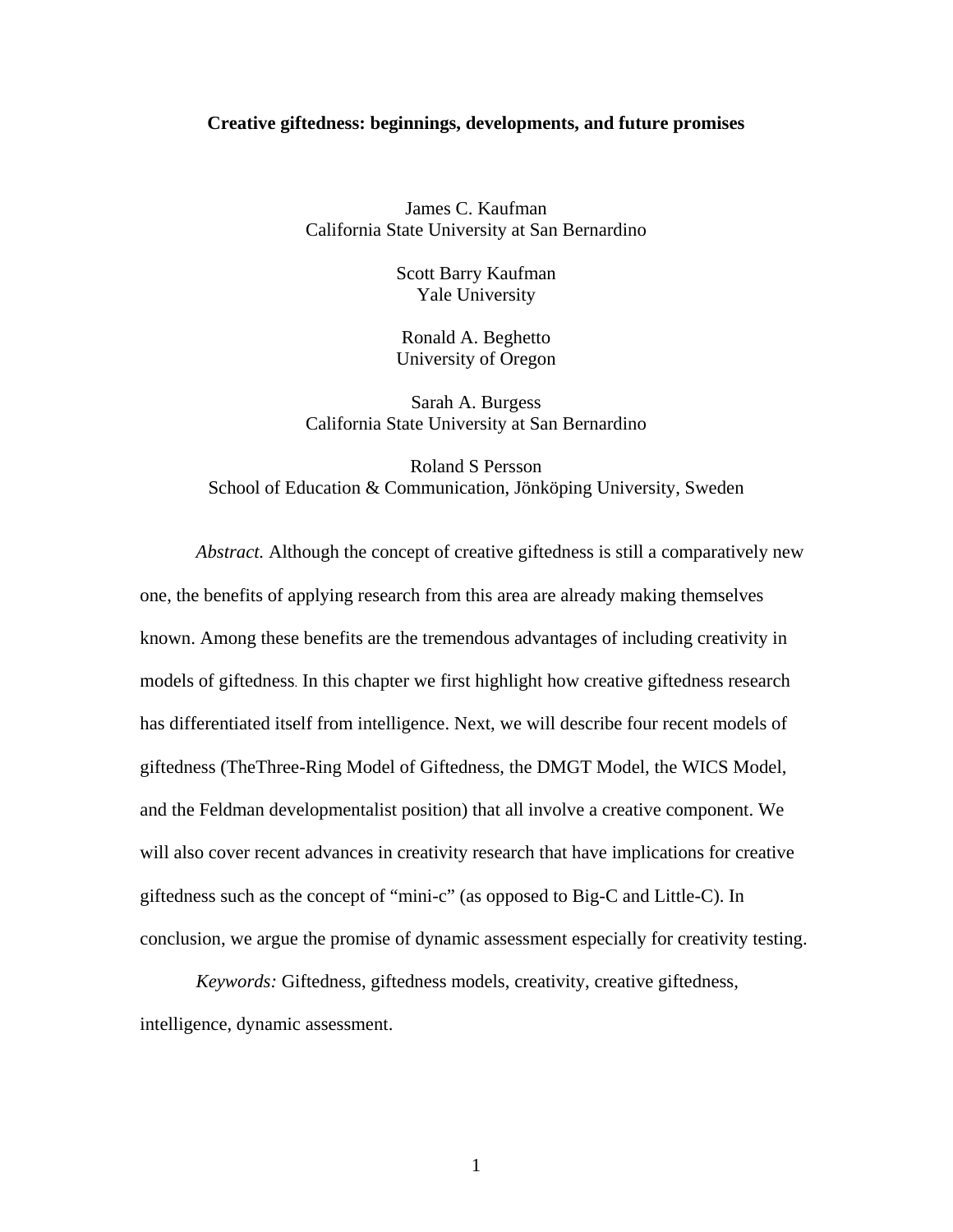# Creative giftedness: beginnings, developments, and future promises

James C. Kaufman
California State University at San Bernardino

Scott Barry Kaufman
Yale University

Ronald A. Beghetto
University of Oregon

Sarah A. Burgess
California State University at San Bernardino

Roland S Persson
School of Education & Communication, Jönköping University, Sweden

*Abstract.* Although the concept of creative giftedness is still a comparatively new one, the benefits of applying research from this area are already making themselves known. Among these benefits are the tremendous advantages of including creativity in models of giftedness. In this chapter we first highlight how creative giftedness research has differentiated itself from intelligence. Next, we will describe four recent models of giftedness (TheThree-Ring Model of Giftedness, the DMGT Model, the WICS Model, and the Feldman developmentalist position) that all involve a creative component. We will also cover recent advances in creativity research that have implications for creative giftedness such as the concept of "mini-c" (as opposed to Big-C and Little-C). In conclusion, we argue the promise of dynamic assessment especially for creativity testing.

*Keywords:* Giftedness, giftedness models, creativity, creative giftedness, intelligence, dynamic assessment.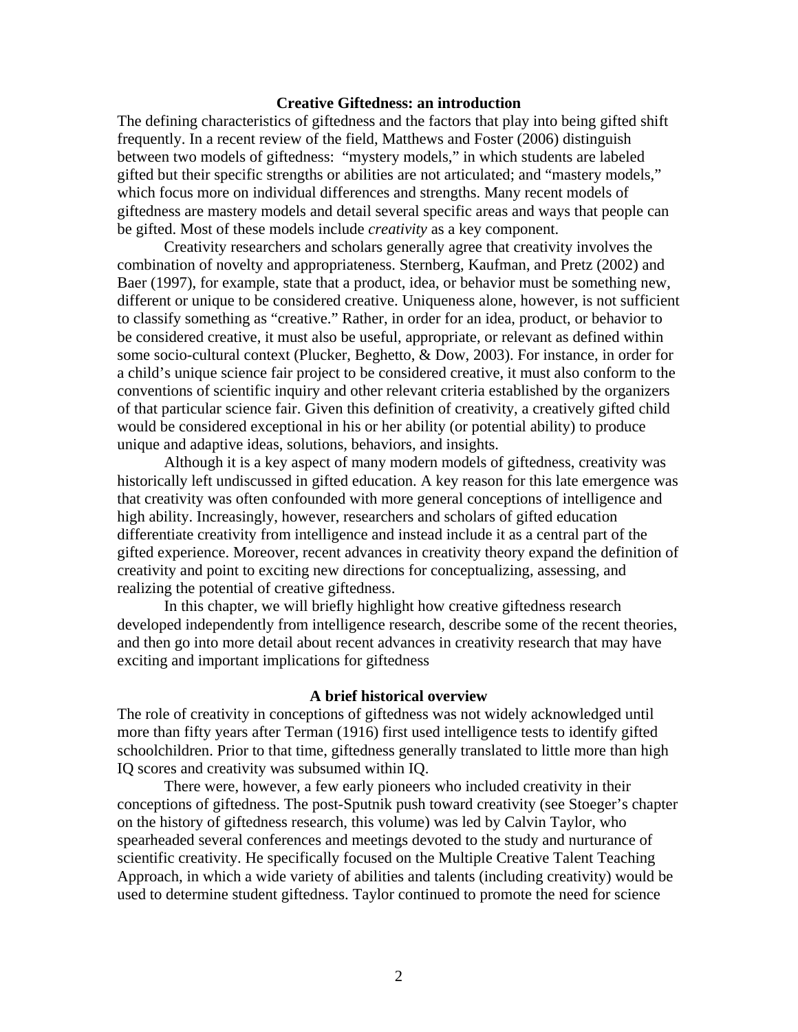## Creative Giftedness: an introduction

The defining characteristics of giftedness and the factors that play into being gifted shift frequently. In a recent review of the field, Matthews and Foster (2006) distinguish between two models of giftedness: "mystery models," in which students are labeled gifted but their specific strengths or abilities are not articulated; and "mastery models," which focus more on individual differences and strengths. Many recent models of giftedness are mastery models and detail several specific areas and ways that people can be gifted. Most of these models include *creativity* as a key component.

Creativity researchers and scholars generally agree that creativity involves the combination of novelty and appropriateness. Sternberg, Kaufman, and Pretz (2002) and Baer (1997), for example, state that a product, idea, or behavior must be something new, different or unique to be considered creative. Uniqueness alone, however, is not sufficient to classify something as "creative." Rather, in order for an idea, product, or behavior to be considered creative, it must also be useful, appropriate, or relevant as defined within some socio-cultural context (Plucker, Beghetto, & Dow, 2003). For instance, in order for a child's unique science fair project to be considered creative, it must also conform to the conventions of scientific inquiry and other relevant criteria established by the organizers of that particular science fair. Given this definition of creativity, a creatively gifted child would be considered exceptional in his or her ability (or potential ability) to produce unique and adaptive ideas, solutions, behaviors, and insights.

Although it is a key aspect of many modern models of giftedness, creativity was historically left undiscussed in gifted education. A key reason for this late emergence was that creativity was often confounded with more general conceptions of intelligence and high ability. Increasingly, however, researchers and scholars of gifted education differentiate creativity from intelligence and instead include it as a central part of the gifted experience. Moreover, recent advances in creativity theory expand the definition of creativity and point to exciting new directions for conceptualizing, assessing, and realizing the potential of creative giftedness.

In this chapter, we will briefly highlight how creative giftedness research developed independently from intelligence research, describe some of the recent theories, and then go into more detail about recent advances in creativity research that may have exciting and important implications for giftedness

## A brief historical overview

The role of creativity in conceptions of giftedness was not widely acknowledged until more than fifty years after Terman (1916) first used intelligence tests to identify gifted schoolchildren. Prior to that time, giftedness generally translated to little more than high IQ scores and creativity was subsumed within IQ.

There were, however, a few early pioneers who included creativity in their conceptions of giftedness. The post-Sputnik push toward creativity (see Stoeger's chapter on the history of giftedness research, this volume) was led by Calvin Taylor, who spearheaded several conferences and meetings devoted to the study and nurturance of scientific creativity. He specifically focused on the Multiple Creative Talent Teaching Approach, in which a wide variety of abilities and talents (including creativity) would be used to determine student giftedness. Taylor continued to promote the need for science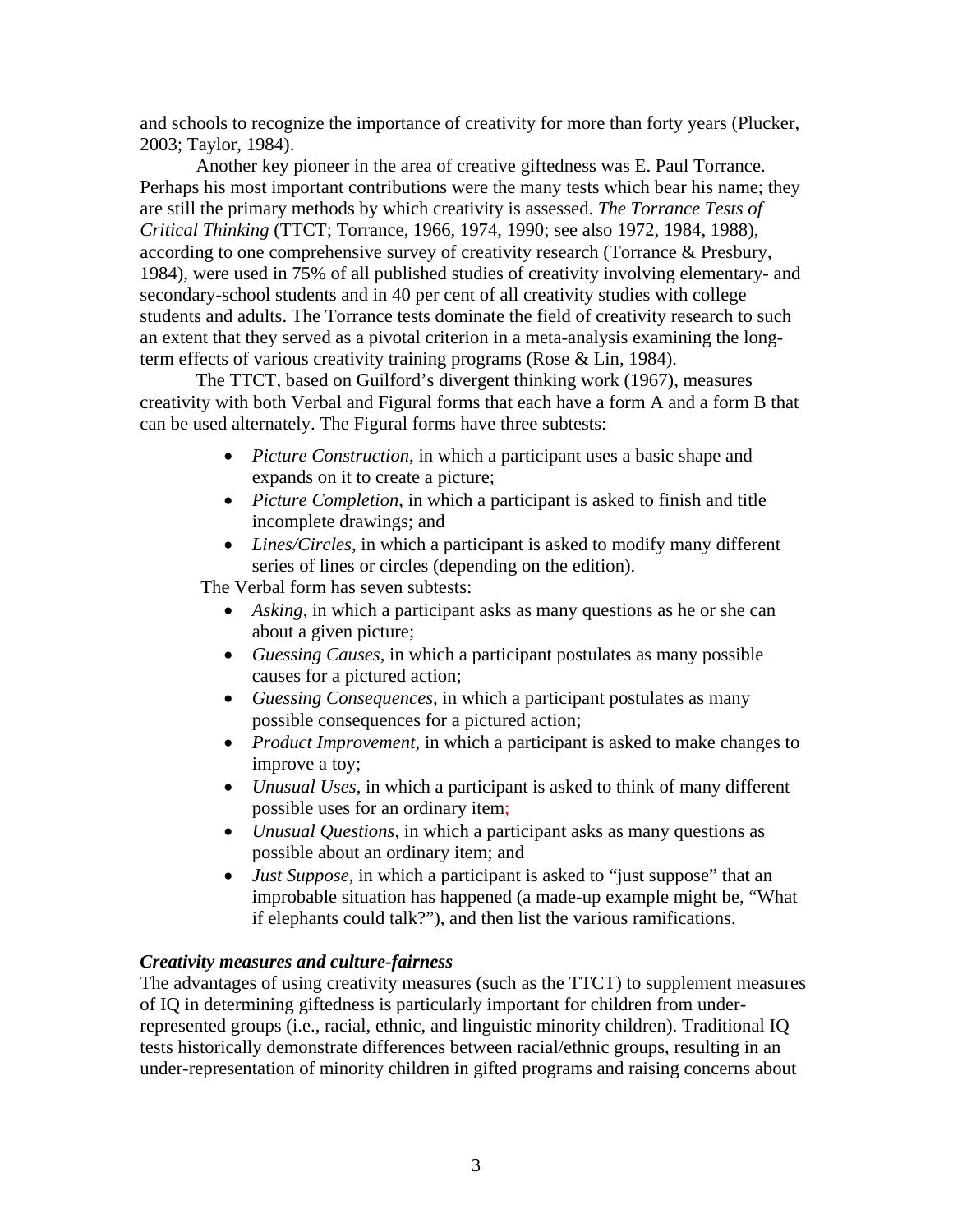and schools to recognize the importance of creativity for more than forty years (Plucker, 2003; Taylor, 1984).

Another key pioneer in the area of creative giftedness was E. Paul Torrance. Perhaps his most important contributions were the many tests which bear his name; they are still the primary methods by which creativity is assessed. *The Torrance Tests of Critical Thinking* (TTCT; Torrance, 1966, 1974, 1990; see also 1972, 1984, 1988), according to one comprehensive survey of creativity research (Torrance & Presbury, 1984), were used in 75% of all published studies of creativity involving elementary- and secondary-school students and in 40 per cent of all creativity studies with college students and adults. The Torrance tests dominate the field of creativity research to such an extent that they served as a pivotal criterion in a meta-analysis examining the long-term effects of various creativity training programs (Rose & Lin, 1984).

The TTCT, based on Guilford's divergent thinking work (1967), measures creativity with both Verbal and Figural forms that each have a form A and a form B that can be used alternately. The Figural forms have three subtests:

- *Picture Construction*, in which a participant uses a basic shape and expands on it to create a picture;
- *Picture Completion*, in which a participant is asked to finish and title incomplete drawings; and
- *Lines/Circles*, in which a participant is asked to modify many different series of lines or circles (depending on the edition).

The Verbal form has seven subtests:

- *Asking*, in which a participant asks as many questions as he or she can about a given picture;
- *Guessing Causes*, in which a participant postulates as many possible causes for a pictured action;
- *Guessing Consequences*, in which a participant postulates as many possible consequences for a pictured action;
- *Product Improvement*, in which a participant is asked to make changes to improve a toy;
- *Unusual Uses*, in which a participant is asked to think of many different possible uses for an ordinary item;
- *Unusual Questions*, in which a participant asks as many questions as possible about an ordinary item; and
- *Just Suppose*, in which a participant is asked to "just suppose" that an improbable situation has happened (a made-up example might be, "What if elephants could talk?"), and then list the various ramifications.

***Creativity measures and culture-fairness***

The advantages of using creativity measures (such as the TTCT) to supplement measures of IQ in determining giftedness is particularly important for children from under-represented groups (i.e., racial, ethnic, and linguistic minority children). Traditional IQ tests historically demonstrate differences between racial/ethnic groups, resulting in an under-representation of minority children in gifted programs and raising concerns about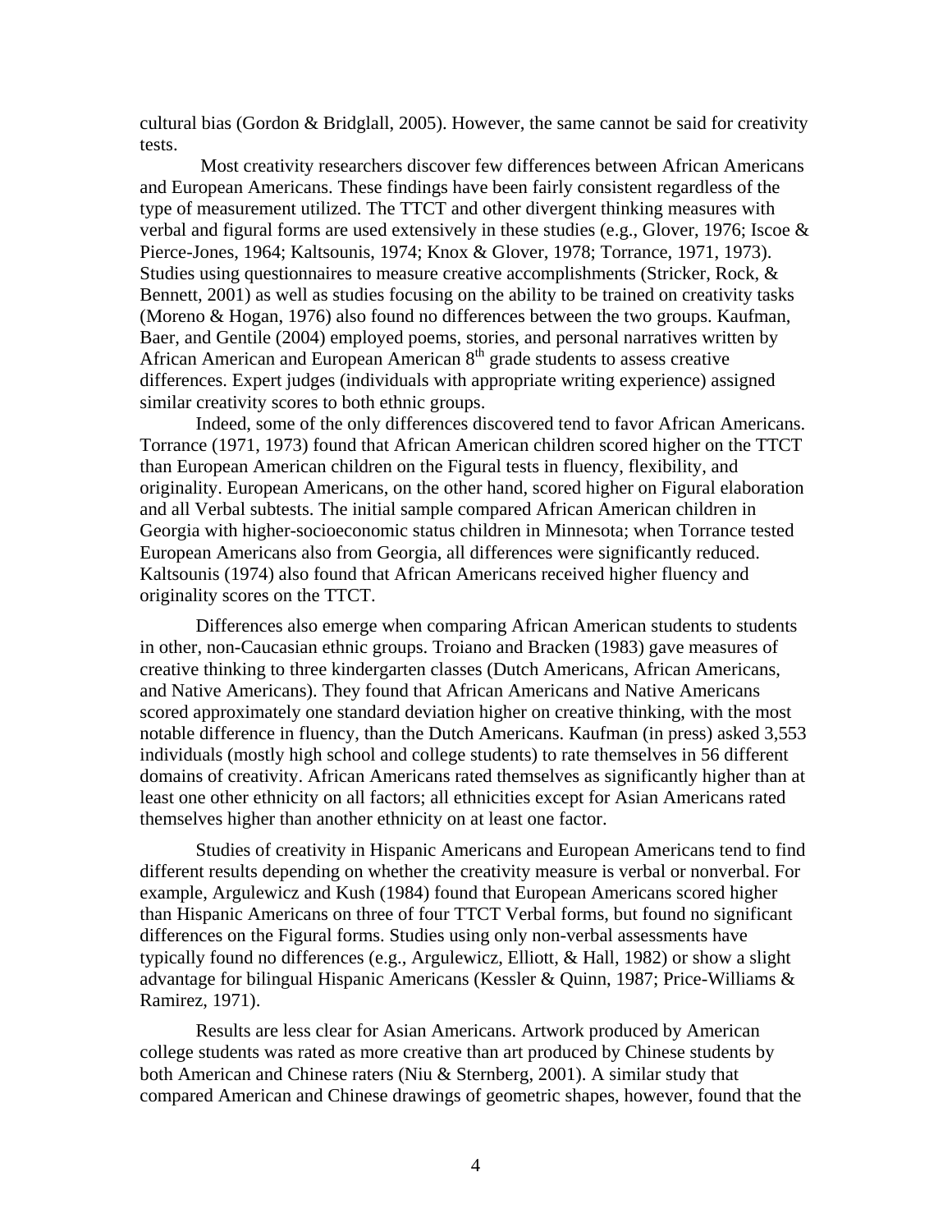cultural bias (Gordon & Bridglall, 2005). However, the same cannot be said for creativity tests.

Most creativity researchers discover few differences between African Americans and European Americans. These findings have been fairly consistent regardless of the type of measurement utilized. The TTCT and other divergent thinking measures with verbal and figural forms are used extensively in these studies (e.g., Glover, 1976; Iscoe & Pierce-Jones, 1964; Kaltsounis, 1974; Knox & Glover, 1978; Torrance, 1971, 1973). Studies using questionnaires to measure creative accomplishments (Stricker, Rock, & Bennett, 2001) as well as studies focusing on the ability to be trained on creativity tasks (Moreno & Hogan, 1976) also found no differences between the two groups. Kaufman, Baer, and Gentile (2004) employed poems, stories, and personal narratives written by African American and European American 8th grade students to assess creative differences. Expert judges (individuals with appropriate writing experience) assigned similar creativity scores to both ethnic groups.

Indeed, some of the only differences discovered tend to favor African Americans. Torrance (1971, 1973) found that African American children scored higher on the TTCT than European American children on the Figural tests in fluency, flexibility, and originality. European Americans, on the other hand, scored higher on Figural elaboration and all Verbal subtests. The initial sample compared African American children in Georgia with higher-socioeconomic status children in Minnesota; when Torrance tested European Americans also from Georgia, all differences were significantly reduced. Kaltsounis (1974) also found that African Americans received higher fluency and originality scores on the TTCT.

Differences also emerge when comparing African American students to students in other, non-Caucasian ethnic groups. Troiano and Bracken (1983) gave measures of creative thinking to three kindergarten classes (Dutch Americans, African Americans, and Native Americans). They found that African Americans and Native Americans scored approximately one standard deviation higher on creative thinking, with the most notable difference in fluency, than the Dutch Americans. Kaufman (in press) asked 3,553 individuals (mostly high school and college students) to rate themselves in 56 different domains of creativity. African Americans rated themselves as significantly higher than at least one other ethnicity on all factors; all ethnicities except for Asian Americans rated themselves higher than another ethnicity on at least one factor.

Studies of creativity in Hispanic Americans and European Americans tend to find different results depending on whether the creativity measure is verbal or nonverbal. For example, Argulewicz and Kush (1984) found that European Americans scored higher than Hispanic Americans on three of four TTCT Verbal forms, but found no significant differences on the Figural forms. Studies using only non-verbal assessments have typically found no differences (e.g., Argulewicz, Elliott, & Hall, 1982) or show a slight advantage for bilingual Hispanic Americans (Kessler & Quinn, 1987; Price-Williams & Ramirez, 1971).

Results are less clear for Asian Americans. Artwork produced by American college students was rated as more creative than art produced by Chinese students by both American and Chinese raters (Niu & Sternberg, 2001). A similar study that compared American and Chinese drawings of geometric shapes, however, found that the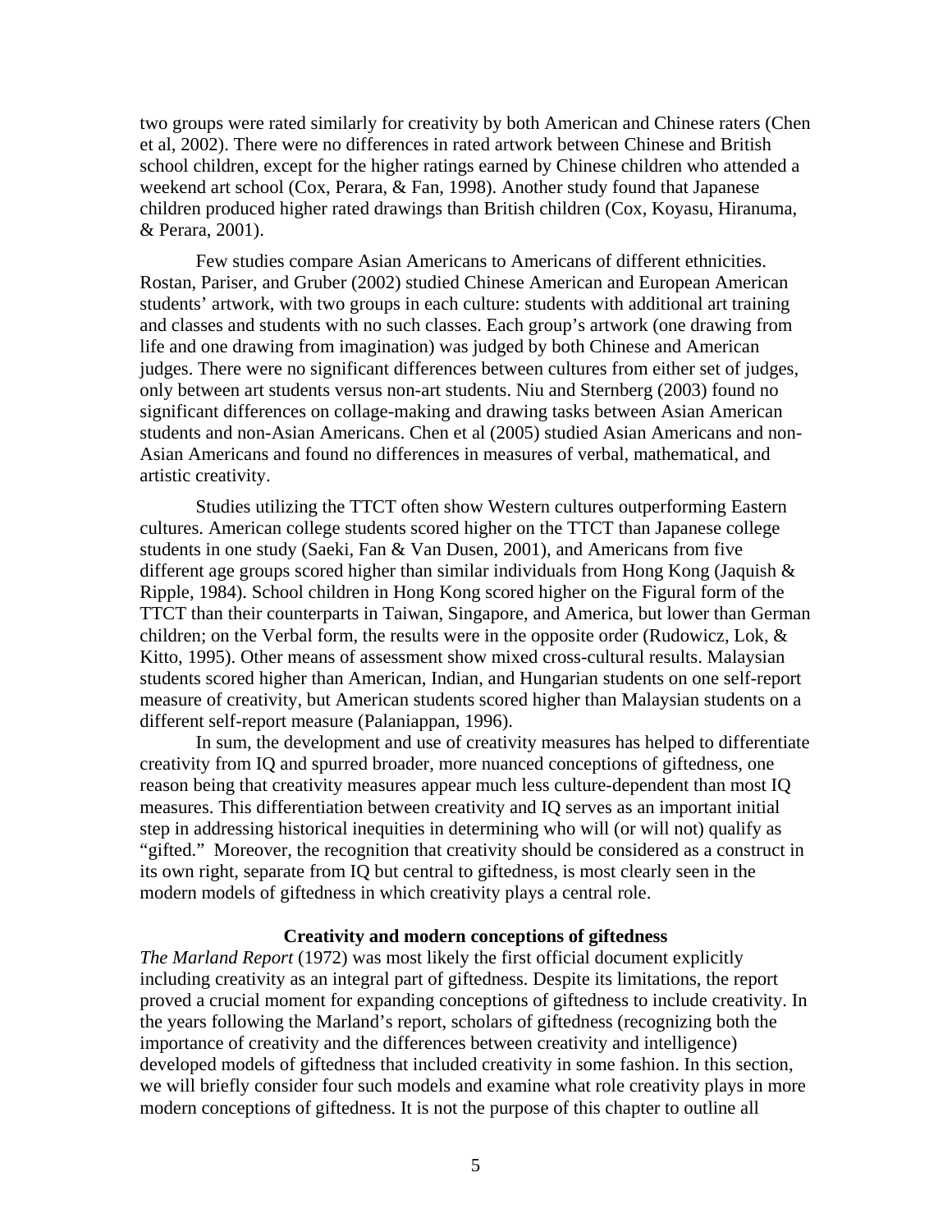two groups were rated similarly for creativity by both American and Chinese raters (Chen et al, 2002). There were no differences in rated artwork between Chinese and British school children, except for the higher ratings earned by Chinese children who attended a weekend art school (Cox, Perara, & Fan, 1998). Another study found that Japanese children produced higher rated drawings than British children (Cox, Koyasu, Hiranuma, & Perara, 2001).

Few studies compare Asian Americans to Americans of different ethnicities. Rostan, Pariser, and Gruber (2002) studied Chinese American and European American students' artwork, with two groups in each culture: students with additional art training and classes and students with no such classes. Each group's artwork (one drawing from life and one drawing from imagination) was judged by both Chinese and American judges. There were no significant differences between cultures from either set of judges, only between art students versus non-art students. Niu and Sternberg (2003) found no significant differences on collage-making and drawing tasks between Asian American students and non-Asian Americans. Chen et al (2005) studied Asian Americans and non-Asian Americans and found no differences in measures of verbal, mathematical, and artistic creativity.

Studies utilizing the TTCT often show Western cultures outperforming Eastern cultures. American college students scored higher on the TTCT than Japanese college students in one study (Saeki, Fan & Van Dusen, 2001), and Americans from five different age groups scored higher than similar individuals from Hong Kong (Jaquish & Ripple, 1984). School children in Hong Kong scored higher on the Figural form of the TTCT than their counterparts in Taiwan, Singapore, and America, but lower than German children; on the Verbal form, the results were in the opposite order (Rudowicz, Lok, & Kitto, 1995). Other means of assessment show mixed cross-cultural results. Malaysian students scored higher than American, Indian, and Hungarian students on one self-report measure of creativity, but American students scored higher than Malaysian students on a different self-report measure (Palaniappan, 1996).

In sum, the development and use of creativity measures has helped to differentiate creativity from IQ and spurred broader, more nuanced conceptions of giftedness, one reason being that creativity measures appear much less culture-dependent than most IQ measures. This differentiation between creativity and IQ serves as an important initial step in addressing historical inequities in determining who will (or will not) qualify as "gifted." Moreover, the recognition that creativity should be considered as a construct in its own right, separate from IQ but central to giftedness, is most clearly seen in the modern models of giftedness in which creativity plays a central role.

## Creativity and modern conceptions of giftedness

*The Marland Report* (1972) was most likely the first official document explicitly including creativity as an integral part of giftedness. Despite its limitations, the report proved a crucial moment for expanding conceptions of giftedness to include creativity. In the years following the Marland's report, scholars of giftedness (recognizing both the importance of creativity and the differences between creativity and intelligence) developed models of giftedness that included creativity in some fashion. In this section, we will briefly consider four such models and examine what role creativity plays in more modern conceptions of giftedness. It is not the purpose of this chapter to outline all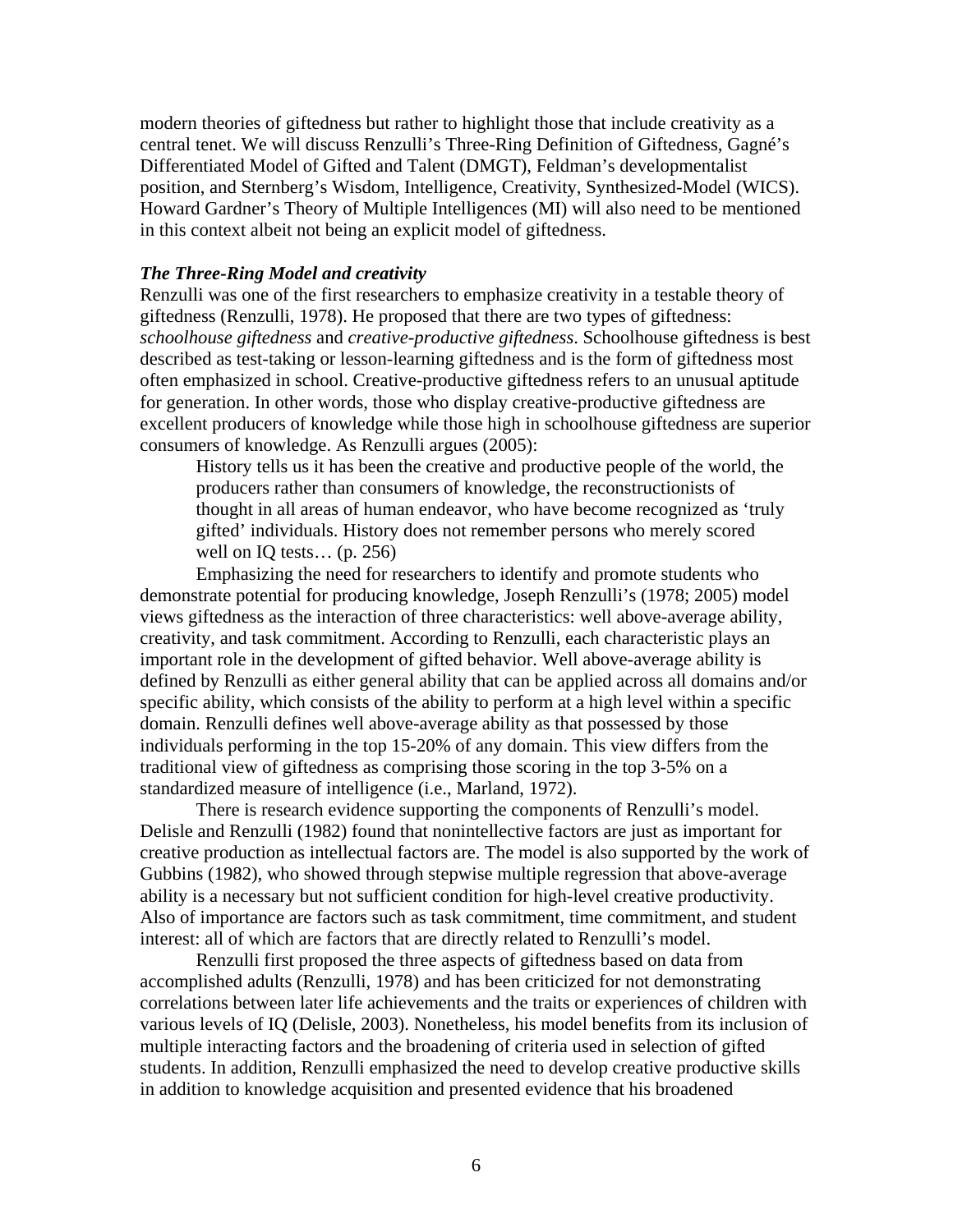modern theories of giftedness but rather to highlight those that include creativity as a central tenet. We will discuss Renzulli's Three-Ring Definition of Giftedness, Gagné's Differentiated Model of Gifted and Talent (DMGT), Feldman's developmentalist position, and Sternberg's Wisdom, Intelligence, Creativity, Synthesized-Model (WICS). Howard Gardner's Theory of Multiple Intelligences (MI) will also need to be mentioned in this context albeit not being an explicit model of giftedness.

### *The Three-Ring Model and creativity*

Renzulli was one of the first researchers to emphasize creativity in a testable theory of giftedness (Renzulli, 1978). He proposed that there are two types of giftedness: *schoolhouse giftedness* and *creative-productive giftedness*. Schoolhouse giftedness is best described as test-taking or lesson-learning giftedness and is the form of giftedness most often emphasized in school. Creative-productive giftedness refers to an unusual aptitude for generation. In other words, those who display creative-productive giftedness are excellent producers of knowledge while those high in schoolhouse giftedness are superior consumers of knowledge. As Renzulli argues (2005):

> History tells us it has been the creative and productive people of the world, the producers rather than consumers of knowledge, the reconstructionists of thought in all areas of human endeavor, who have become recognized as 'truly gifted' individuals. History does not remember persons who merely scored well on IQ tests… (p. 256)

Emphasizing the need for researchers to identify and promote students who demonstrate potential for producing knowledge, Joseph Renzulli's (1978; 2005) model views giftedness as the interaction of three characteristics: well above-average ability, creativity, and task commitment. According to Renzulli, each characteristic plays an important role in the development of gifted behavior. Well above-average ability is defined by Renzulli as either general ability that can be applied across all domains and/or specific ability, which consists of the ability to perform at a high level within a specific domain. Renzulli defines well above-average ability as that possessed by those individuals performing in the top 15-20% of any domain. This view differs from the traditional view of giftedness as comprising those scoring in the top 3-5% on a standardized measure of intelligence (i.e., Marland, 1972).

There is research evidence supporting the components of Renzulli's model. Delisle and Renzulli (1982) found that nonintellective factors are just as important for creative production as intellectual factors are. The model is also supported by the work of Gubbins (1982), who showed through stepwise multiple regression that above-average ability is a necessary but not sufficient condition for high-level creative productivity. Also of importance are factors such as task commitment, time commitment, and student interest: all of which are factors that are directly related to Renzulli's model.

Renzulli first proposed the three aspects of giftedness based on data from accomplished adults (Renzulli, 1978) and has been criticized for not demonstrating correlations between later life achievements and the traits or experiences of children with various levels of IQ (Delisle, 2003). Nonetheless, his model benefits from its inclusion of multiple interacting factors and the broadening of criteria used in selection of gifted students. In addition, Renzulli emphasized the need to develop creative productive skills in addition to knowledge acquisition and presented evidence that his broadened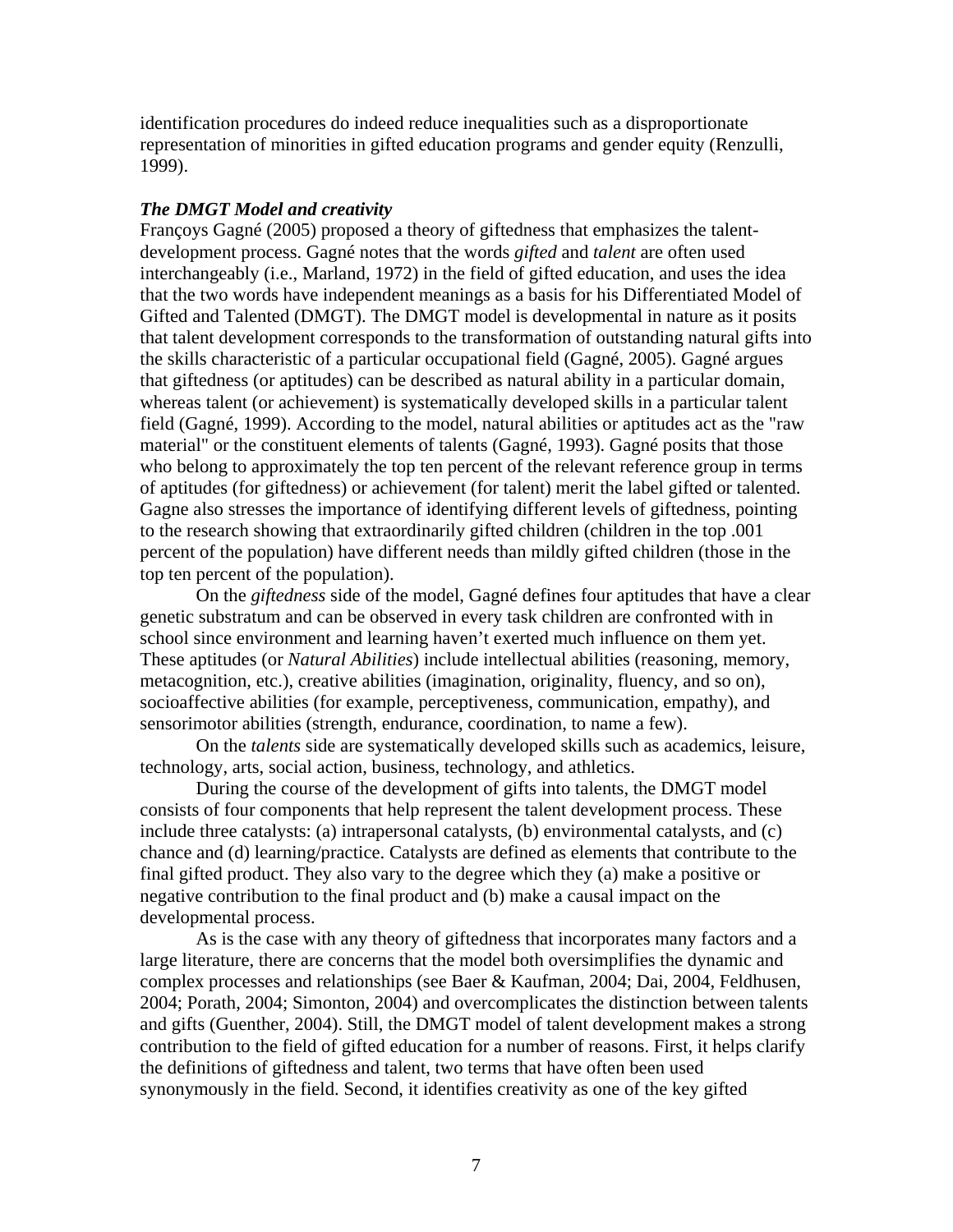identification procedures do indeed reduce inequalities such as a disproportionate representation of minorities in gifted education programs and gender equity (Renzulli, 1999).

### ***The DMGT Model and creativity***

Françoys Gagné (2005) proposed a theory of giftedness that emphasizes the talent-development process. Gagné notes that the words *gifted* and *talent* are often used interchangeably (i.e., Marland, 1972) in the field of gifted education, and uses the idea that the two words have independent meanings as a basis for his Differentiated Model of Gifted and Talented (DMGT). The DMGT model is developmental in nature as it posits that talent development corresponds to the transformation of outstanding natural gifts into the skills characteristic of a particular occupational field (Gagné, 2005). Gagné argues that giftedness (or aptitudes) can be described as natural ability in a particular domain, whereas talent (or achievement) is systematically developed skills in a particular talent field (Gagné, 1999). According to the model, natural abilities or aptitudes act as the "raw material" or the constituent elements of talents (Gagné, 1993). Gagné posits that those who belong to approximately the top ten percent of the relevant reference group in terms of aptitudes (for giftedness) or achievement (for talent) merit the label gifted or talented. Gagne also stresses the importance of identifying different levels of giftedness, pointing to the research showing that extraordinarily gifted children (children in the top .001 percent of the population) have different needs than mildly gifted children (those in the top ten percent of the population).

On the *giftedness* side of the model, Gagné defines four aptitudes that have a clear genetic substratum and can be observed in every task children are confronted with in school since environment and learning haven't exerted much influence on them yet. These aptitudes (or *Natural Abilities*) include intellectual abilities (reasoning, memory, metacognition, etc.), creative abilities (imagination, originality, fluency, and so on), socioaffective abilities (for example, perceptiveness, communication, empathy), and sensorimotor abilities (strength, endurance, coordination, to name a few).

On the *talents* side are systematically developed skills such as academics, leisure, technology, arts, social action, business, technology, and athletics.

During the course of the development of gifts into talents, the DMGT model consists of four components that help represent the talent development process. These include three catalysts: (a) intrapersonal catalysts, (b) environmental catalysts, and (c) chance and (d) learning/practice. Catalysts are defined as elements that contribute to the final gifted product. They also vary to the degree which they (a) make a positive or negative contribution to the final product and (b) make a causal impact on the developmental process.

As is the case with any theory of giftedness that incorporates many factors and a large literature, there are concerns that the model both oversimplifies the dynamic and complex processes and relationships (see Baer & Kaufman, 2004; Dai, 2004, Feldhusen, 2004; Porath, 2004; Simonton, 2004) and overcomplicates the distinction between talents and gifts (Guenther, 2004). Still, the DMGT model of talent development makes a strong contribution to the field of gifted education for a number of reasons. First, it helps clarify the definitions of giftedness and talent, two terms that have often been used synonymously in the field. Second, it identifies creativity as one of the key gifted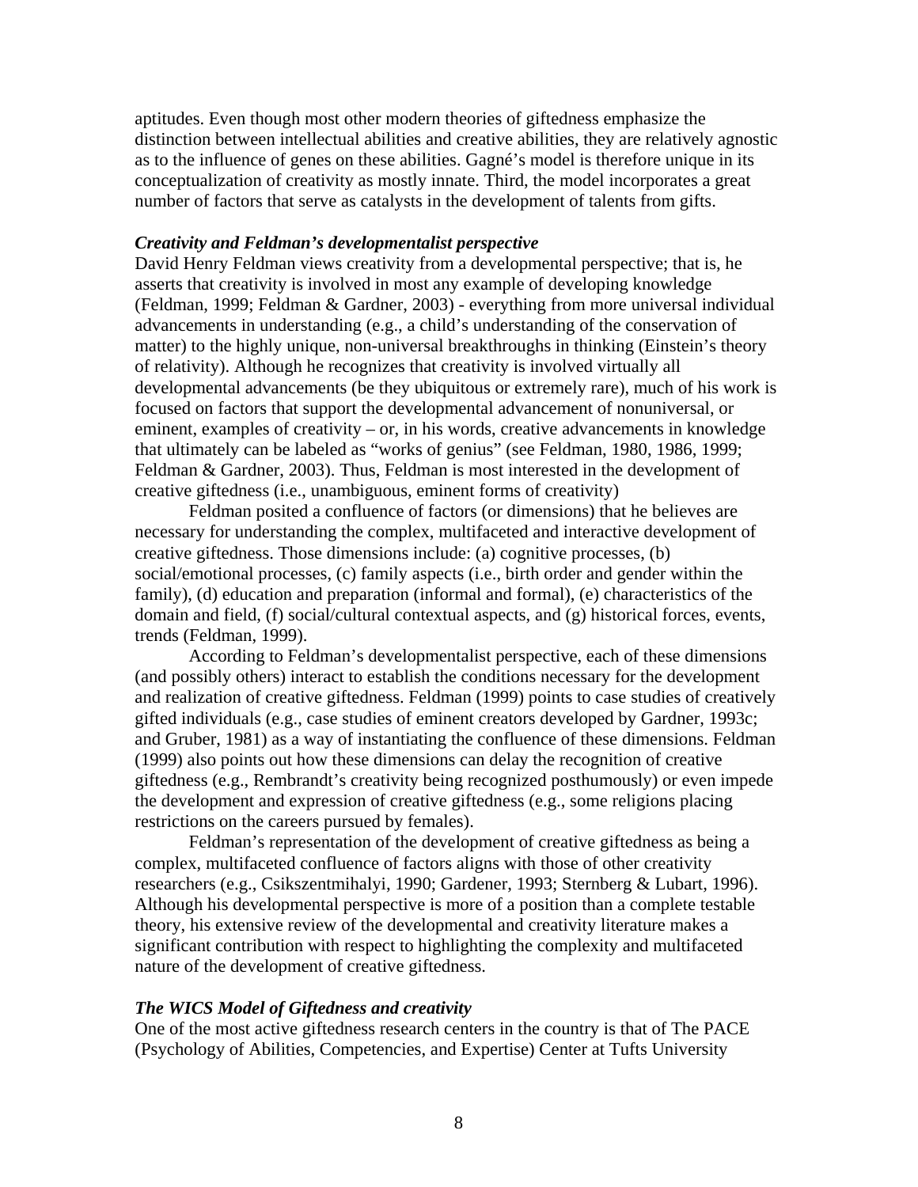aptitudes. Even though most other modern theories of giftedness emphasize the distinction between intellectual abilities and creative abilities, they are relatively agnostic as to the influence of genes on these abilities. Gagné's model is therefore unique in its conceptualization of creativity as mostly innate. Third, the model incorporates a great number of factors that serve as catalysts in the development of talents from gifts.

### *Creativity and Feldman's developmentalist perspective*

David Henry Feldman views creativity from a developmental perspective; that is, he asserts that creativity is involved in most any example of developing knowledge (Feldman, 1999; Feldman & Gardner, 2003) - everything from more universal individual advancements in understanding (e.g., a child's understanding of the conservation of matter) to the highly unique, non-universal breakthroughs in thinking (Einstein's theory of relativity). Although he recognizes that creativity is involved virtually all developmental advancements (be they ubiquitous or extremely rare), much of his work is focused on factors that support the developmental advancement of nonuniversal, or eminent, examples of creativity – or, in his words, creative advancements in knowledge that ultimately can be labeled as "works of genius" (see Feldman, 1980, 1986, 1999; Feldman & Gardner, 2003). Thus, Feldman is most interested in the development of creative giftedness (i.e., unambiguous, eminent forms of creativity)

Feldman posited a confluence of factors (or dimensions) that he believes are necessary for understanding the complex, multifaceted and interactive development of creative giftedness. Those dimensions include: (a) cognitive processes, (b) social/emotional processes, (c) family aspects (i.e., birth order and gender within the family), (d) education and preparation (informal and formal), (e) characteristics of the domain and field, (f) social/cultural contextual aspects, and (g) historical forces, events, trends (Feldman, 1999).

According to Feldman's developmentalist perspective, each of these dimensions (and possibly others) interact to establish the conditions necessary for the development and realization of creative giftedness. Feldman (1999) points to case studies of creatively gifted individuals (e.g., case studies of eminent creators developed by Gardner, 1993c; and Gruber, 1981) as a way of instantiating the confluence of these dimensions. Feldman (1999) also points out how these dimensions can delay the recognition of creative giftedness (e.g., Rembrandt's creativity being recognized posthumously) or even impede the development and expression of creative giftedness (e.g., some religions placing restrictions on the careers pursued by females).

Feldman's representation of the development of creative giftedness as being a complex, multifaceted confluence of factors aligns with those of other creativity researchers (e.g., Csikszentmihalyi, 1990; Gardener, 1993; Sternberg & Lubart, 1996). Although his developmental perspective is more of a position than a complete testable theory, his extensive review of the developmental and creativity literature makes a significant contribution with respect to highlighting the complexity and multifaceted nature of the development of creative giftedness.

### *The WICS Model of Giftedness and creativity*

One of the most active giftedness research centers in the country is that of The PACE (Psychology of Abilities, Competencies, and Expertise) Center at Tufts University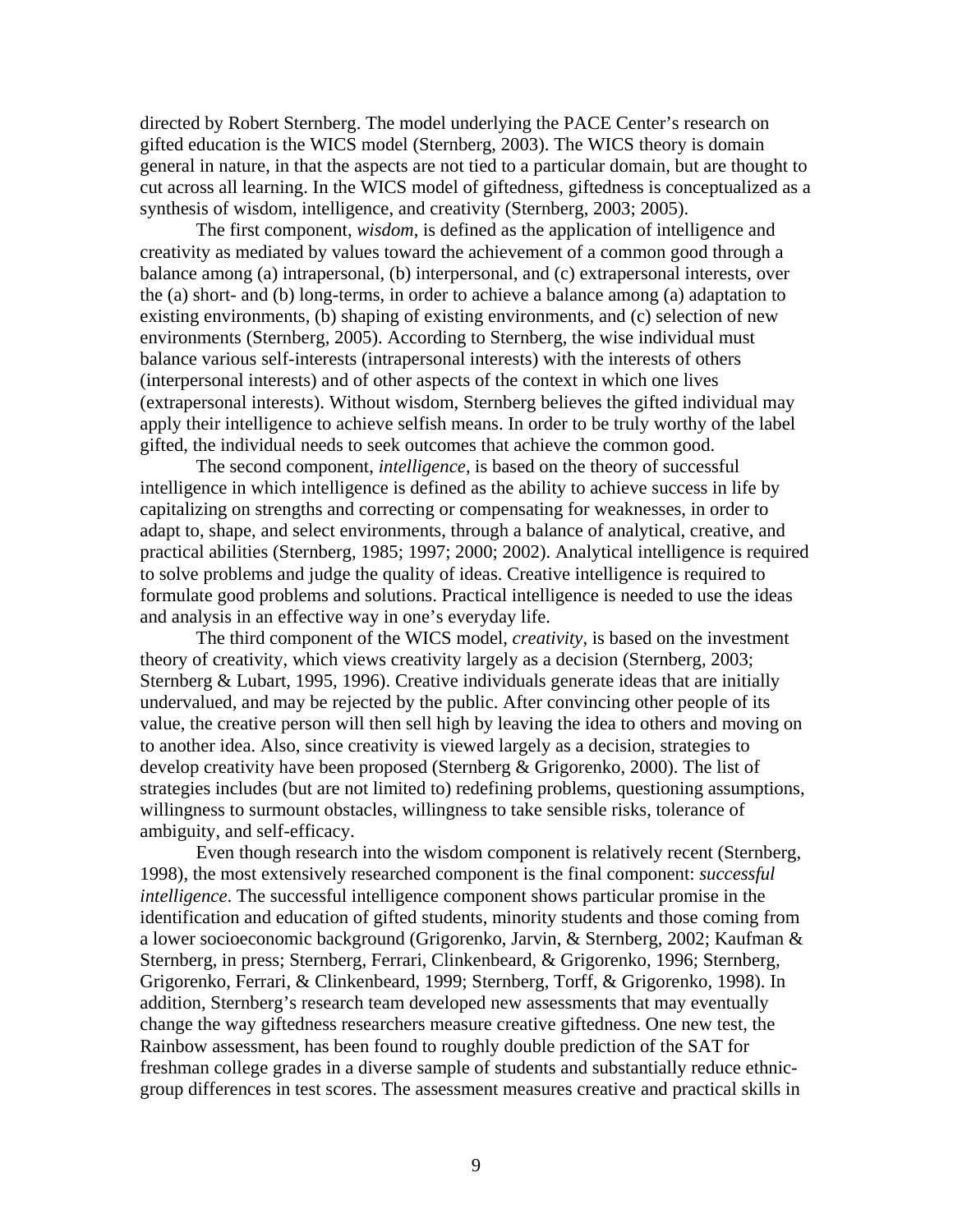directed by Robert Sternberg. The model underlying the PACE Center's research on gifted education is the WICS model (Sternberg, 2003). The WICS theory is domain general in nature, in that the aspects are not tied to a particular domain, but are thought to cut across all learning. In the WICS model of giftedness, giftedness is conceptualized as a synthesis of wisdom, intelligence, and creativity (Sternberg, 2003; 2005).

The first component, *wisdom*, is defined as the application of intelligence and creativity as mediated by values toward the achievement of a common good through a balance among (a) intrapersonal, (b) interpersonal, and (c) extrapersonal interests, over the (a) short- and (b) long-terms, in order to achieve a balance among (a) adaptation to existing environments, (b) shaping of existing environments, and (c) selection of new environments (Sternberg, 2005). According to Sternberg, the wise individual must balance various self-interests (intrapersonal interests) with the interests of others (interpersonal interests) and of other aspects of the context in which one lives (extrapersonal interests). Without wisdom, Sternberg believes the gifted individual may apply their intelligence to achieve selfish means. In order to be truly worthy of the label gifted, the individual needs to seek outcomes that achieve the common good.

The second component, *intelligence*, is based on the theory of successful intelligence in which intelligence is defined as the ability to achieve success in life by capitalizing on strengths and correcting or compensating for weaknesses, in order to adapt to, shape, and select environments, through a balance of analytical, creative, and practical abilities (Sternberg, 1985; 1997; 2000; 2002). Analytical intelligence is required to solve problems and judge the quality of ideas. Creative intelligence is required to formulate good problems and solutions. Practical intelligence is needed to use the ideas and analysis in an effective way in one's everyday life.

The third component of the WICS model, *creativity*, is based on the investment theory of creativity, which views creativity largely as a decision (Sternberg, 2003; Sternberg & Lubart, 1995, 1996). Creative individuals generate ideas that are initially undervalued, and may be rejected by the public. After convincing other people of its value, the creative person will then sell high by leaving the idea to others and moving on to another idea. Also, since creativity is viewed largely as a decision, strategies to develop creativity have been proposed (Sternberg & Grigorenko, 2000). The list of strategies includes (but are not limited to) redefining problems, questioning assumptions, willingness to surmount obstacles, willingness to take sensible risks, tolerance of ambiguity, and self-efficacy.

Even though research into the wisdom component is relatively recent (Sternberg, 1998), the most extensively researched component is the final component: *successful intelligence*. The successful intelligence component shows particular promise in the identification and education of gifted students, minority students and those coming from a lower socioeconomic background (Grigorenko, Jarvin, & Sternberg, 2002; Kaufman & Sternberg, in press; Sternberg, Ferrari, Clinkenbeard, & Grigorenko, 1996; Sternberg, Grigorenko, Ferrari, & Clinkenbeard, 1999; Sternberg, Torff, & Grigorenko, 1998). In addition, Sternberg's research team developed new assessments that may eventually change the way giftedness researchers measure creative giftedness. One new test, the Rainbow assessment, has been found to roughly double prediction of the SAT for freshman college grades in a diverse sample of students and substantially reduce ethnic-group differences in test scores. The assessment measures creative and practical skills in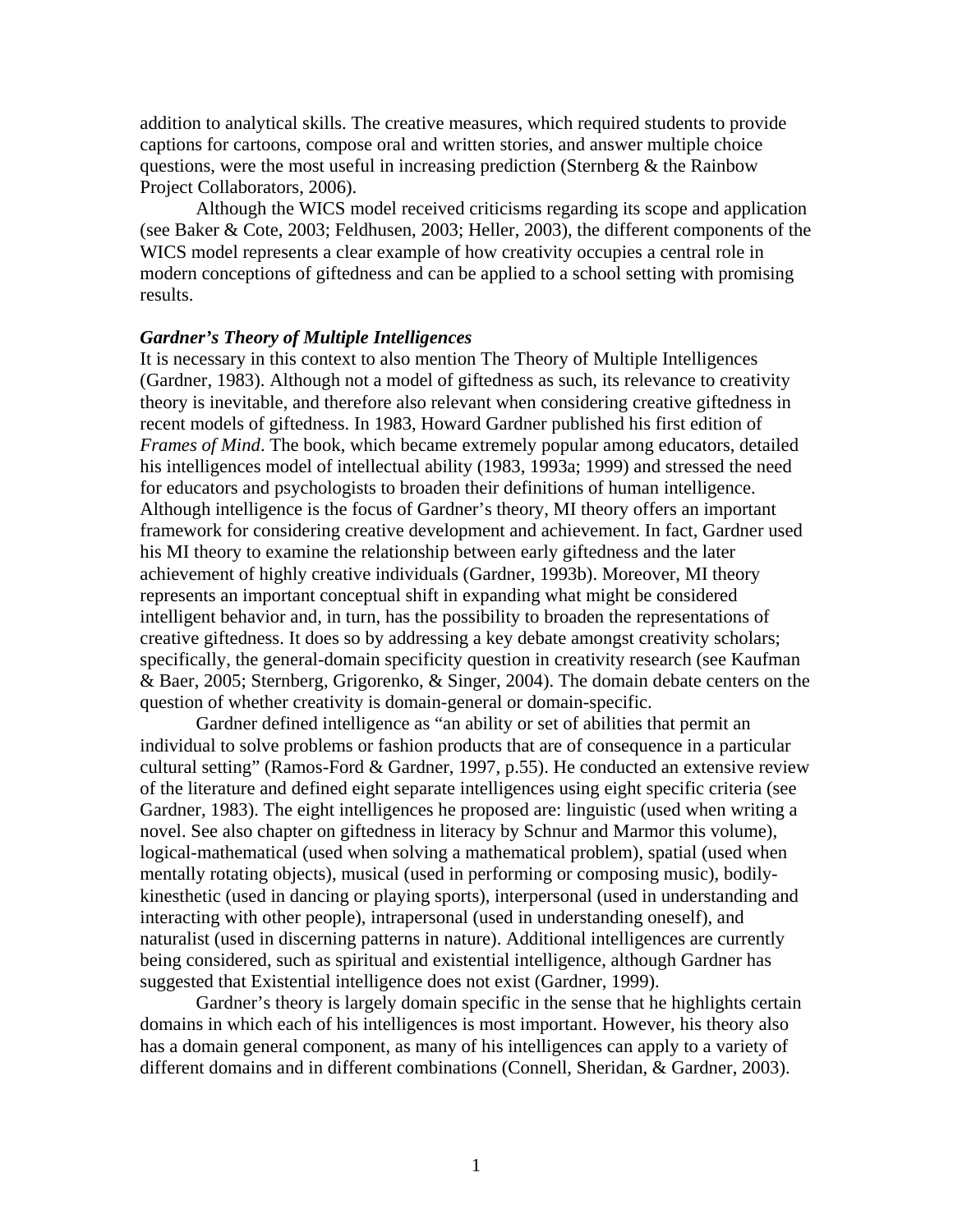addition to analytical skills. The creative measures, which required students to provide captions for cartoons, compose oral and written stories, and answer multiple choice questions, were the most useful in increasing prediction (Sternberg & the Rainbow Project Collaborators, 2006).

Although the WICS model received criticisms regarding its scope and application (see Baker & Cote, 2003; Feldhusen, 2003; Heller, 2003), the different components of the WICS model represents a clear example of how creativity occupies a central role in modern conceptions of giftedness and can be applied to a school setting with promising results.

### *Gardner's Theory of Multiple Intelligences*

It is necessary in this context to also mention The Theory of Multiple Intelligences (Gardner, 1983). Although not a model of giftedness as such, its relevance to creativity theory is inevitable, and therefore also relevant when considering creative giftedness in recent models of giftedness. In 1983, Howard Gardner published his first edition of *Frames of Mind*. The book, which became extremely popular among educators, detailed his intelligences model of intellectual ability (1983, 1993a; 1999) and stressed the need for educators and psychologists to broaden their definitions of human intelligence. Although intelligence is the focus of Gardner's theory, MI theory offers an important framework for considering creative development and achievement. In fact, Gardner used his MI theory to examine the relationship between early giftedness and the later achievement of highly creative individuals (Gardner, 1993b). Moreover, MI theory represents an important conceptual shift in expanding what might be considered intelligent behavior and, in turn, has the possibility to broaden the representations of creative giftedness. It does so by addressing a key debate amongst creativity scholars; specifically, the general-domain specificity question in creativity research (see Kaufman & Baer, 2005; Sternberg, Grigorenko, & Singer, 2004). The domain debate centers on the question of whether creativity is domain-general or domain-specific.

Gardner defined intelligence as "an ability or set of abilities that permit an individual to solve problems or fashion products that are of consequence in a particular cultural setting" (Ramos-Ford & Gardner, 1997, p.55). He conducted an extensive review of the literature and defined eight separate intelligences using eight specific criteria (see Gardner, 1983). The eight intelligences he proposed are: linguistic (used when writing a novel. See also chapter on giftedness in literacy by Schnur and Marmor this volume), logical-mathematical (used when solving a mathematical problem), spatial (used when mentally rotating objects), musical (used in performing or composing music), bodily-kinesthetic (used in dancing or playing sports), interpersonal (used in understanding and interacting with other people), intrapersonal (used in understanding oneself), and naturalist (used in discerning patterns in nature). Additional intelligences are currently being considered, such as spiritual and existential intelligence, although Gardner has suggested that Existential intelligence does not exist (Gardner, 1999).

Gardner's theory is largely domain specific in the sense that he highlights certain domains in which each of his intelligences is most important. However, his theory also has a domain general component, as many of his intelligences can apply to a variety of different domains and in different combinations (Connell, Sheridan, & Gardner, 2003).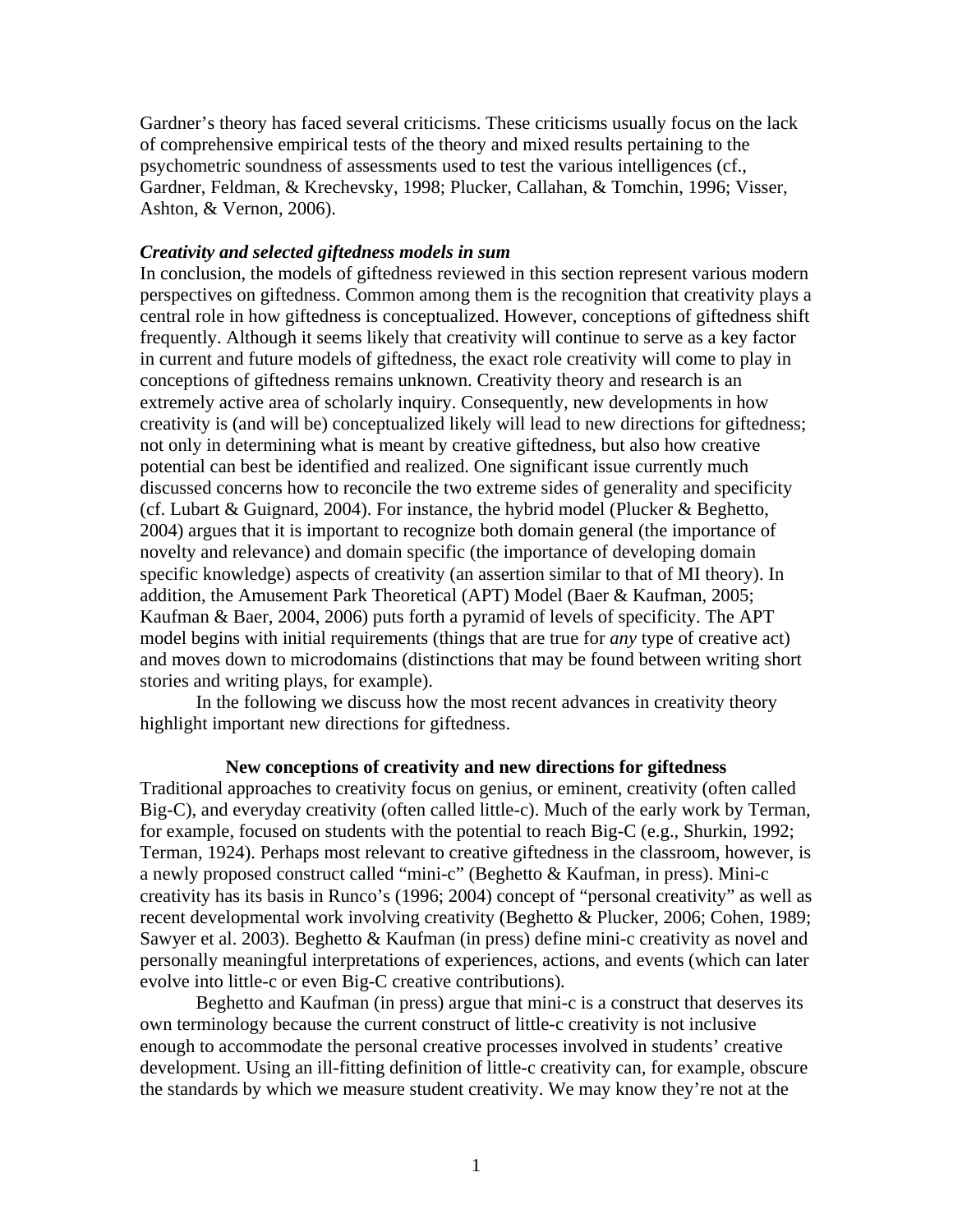Gardner's theory has faced several criticisms. These criticisms usually focus on the lack of comprehensive empirical tests of the theory and mixed results pertaining to the psychometric soundness of assessments used to test the various intelligences (cf., Gardner, Feldman, & Krechevsky, 1998; Plucker, Callahan, & Tomchin, 1996; Visser, Ashton, & Vernon, 2006).

### *Creativity and selected giftedness models in sum*

In conclusion, the models of giftedness reviewed in this section represent various modern perspectives on giftedness. Common among them is the recognition that creativity plays a central role in how giftedness is conceptualized. However, conceptions of giftedness shift frequently. Although it seems likely that creativity will continue to serve as a key factor in current and future models of giftedness, the exact role creativity will come to play in conceptions of giftedness remains unknown. Creativity theory and research is an extremely active area of scholarly inquiry. Consequently, new developments in how creativity is (and will be) conceptualized likely will lead to new directions for giftedness; not only in determining what is meant by creative giftedness, but also how creative potential can best be identified and realized. One significant issue currently much discussed concerns how to reconcile the two extreme sides of generality and specificity (cf. Lubart & Guignard, 2004). For instance, the hybrid model (Plucker & Beghetto, 2004) argues that it is important to recognize both domain general (the importance of novelty and relevance) and domain specific (the importance of developing domain specific knowledge) aspects of creativity (an assertion similar to that of MI theory). In addition, the Amusement Park Theoretical (APT) Model (Baer & Kaufman, 2005; Kaufman & Baer, 2004, 2006) puts forth a pyramid of levels of specificity. The APT model begins with initial requirements (things that are true for *any* type of creative act) and moves down to microdomains (distinctions that may be found between writing short stories and writing plays, for example).

In the following we discuss how the most recent advances in creativity theory highlight important new directions for giftedness.

## New conceptions of creativity and new directions for giftedness

Traditional approaches to creativity focus on genius, or eminent, creativity (often called Big-C), and everyday creativity (often called little-c). Much of the early work by Terman, for example, focused on students with the potential to reach Big-C (e.g., Shurkin, 1992; Terman, 1924). Perhaps most relevant to creative giftedness in the classroom, however, is a newly proposed construct called "mini-c" (Beghetto & Kaufman, in press). Mini-c creativity has its basis in Runco's (1996; 2004) concept of "personal creativity" as well as recent developmental work involving creativity (Beghetto & Plucker, 2006; Cohen, 1989; Sawyer et al. 2003). Beghetto & Kaufman (in press) define mini-c creativity as novel and personally meaningful interpretations of experiences, actions, and events (which can later evolve into little-c or even Big-C creative contributions).

Beghetto and Kaufman (in press) argue that mini-c is a construct that deserves its own terminology because the current construct of little-c creativity is not inclusive enough to accommodate the personal creative processes involved in students' creative development. Using an ill-fitting definition of little-c creativity can, for example, obscure the standards by which we measure student creativity. We may know they're not at the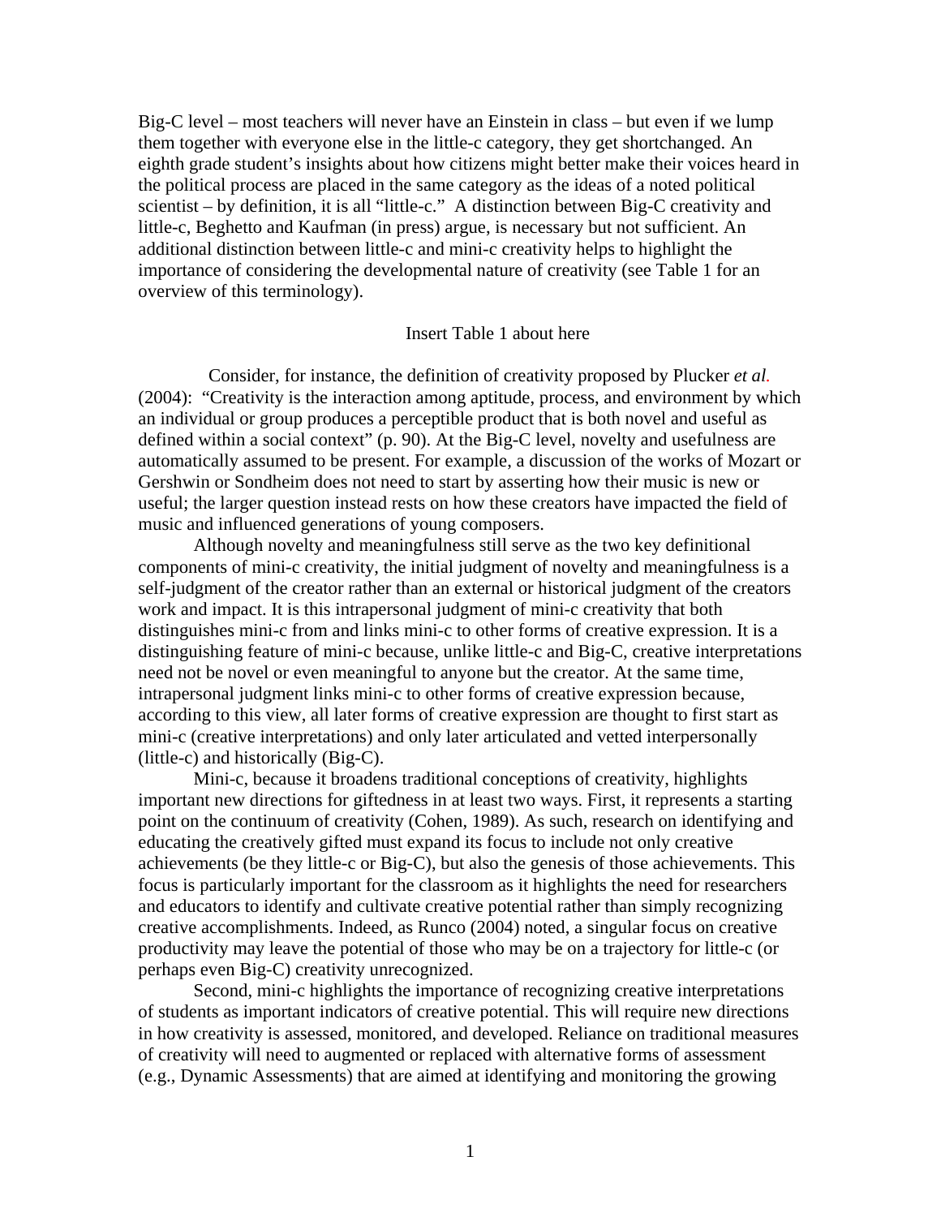Big-C level – most teachers will never have an Einstein in class – but even if we lump them together with everyone else in the little-c category, they get shortchanged. An eighth grade student's insights about how citizens might better make their voices heard in the political process are placed in the same category as the ideas of a noted political scientist – by definition, it is all "little-c." A distinction between Big-C creativity and little-c, Beghetto and Kaufman (in press) argue, is necessary but not sufficient. An additional distinction between little-c and mini-c creativity helps to highlight the importance of considering the developmental nature of creativity (see Table 1 for an overview of this terminology).

Insert Table 1 about here

Consider, for instance, the definition of creativity proposed by Plucker *et al.* (2004): "Creativity is the interaction among aptitude, process, and environment by which an individual or group produces a perceptible product that is both novel and useful as defined within a social context" (p. 90). At the Big-C level, novelty and usefulness are automatically assumed to be present. For example, a discussion of the works of Mozart or Gershwin or Sondheim does not need to start by asserting how their music is new or useful; the larger question instead rests on how these creators have impacted the field of music and influenced generations of young composers.

Although novelty and meaningfulness still serve as the two key definitional components of mini-c creativity, the initial judgment of novelty and meaningfulness is a self-judgment of the creator rather than an external or historical judgment of the creators work and impact. It is this intrapersonal judgment of mini-c creativity that both distinguishes mini-c from and links mini-c to other forms of creative expression. It is a distinguishing feature of mini-c because, unlike little-c and Big-C, creative interpretations need not be novel or even meaningful to anyone but the creator. At the same time, intrapersonal judgment links mini-c to other forms of creative expression because, according to this view, all later forms of creative expression are thought to first start as mini-c (creative interpretations) and only later articulated and vetted interpersonally (little-c) and historically (Big-C).

Mini-c, because it broadens traditional conceptions of creativity, highlights important new directions for giftedness in at least two ways. First, it represents a starting point on the continuum of creativity (Cohen, 1989). As such, research on identifying and educating the creatively gifted must expand its focus to include not only creative achievements (be they little-c or Big-C), but also the genesis of those achievements. This focus is particularly important for the classroom as it highlights the need for researchers and educators to identify and cultivate creative potential rather than simply recognizing creative accomplishments. Indeed, as Runco (2004) noted, a singular focus on creative productivity may leave the potential of those who may be on a trajectory for little-c (or perhaps even Big-C) creativity unrecognized.

Second, mini-c highlights the importance of recognizing creative interpretations of students as important indicators of creative potential. This will require new directions in how creativity is assessed, monitored, and developed. Reliance on traditional measures of creativity will need to augmented or replaced with alternative forms of assessment (e.g., Dynamic Assessments) that are aimed at identifying and monitoring the growing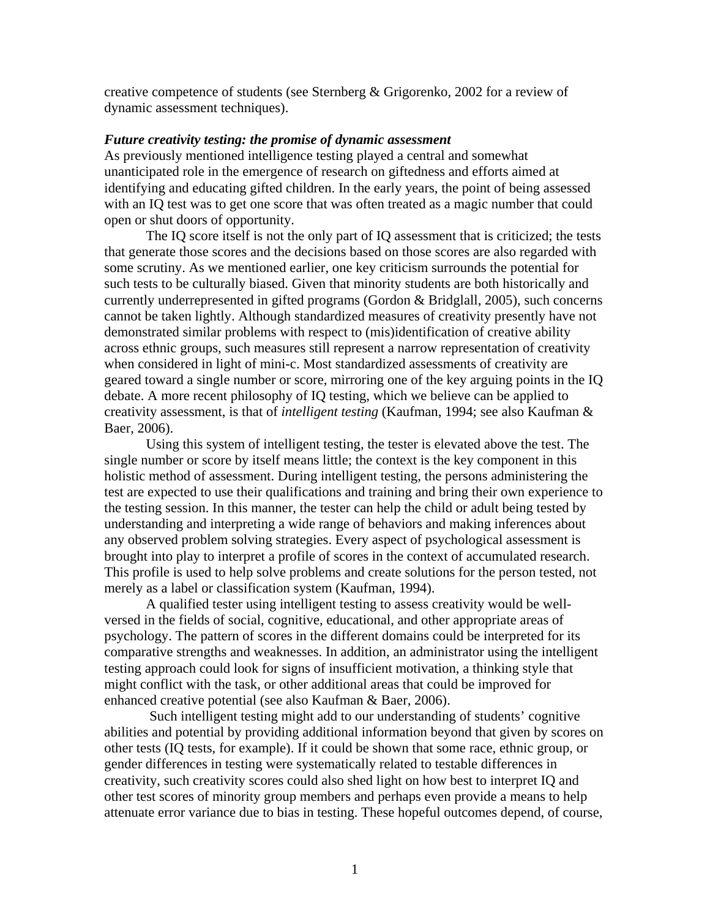creative competence of students (see Sternberg & Grigorenko, 2002 for a review of dynamic assessment techniques).

### *Future creativity testing: the promise of dynamic assessment*

As previously mentioned intelligence testing played a central and somewhat unanticipated role in the emergence of research on giftedness and efforts aimed at identifying and educating gifted children. In the early years, the point of being assessed with an IQ test was to get one score that was often treated as a magic number that could open or shut doors of opportunity.

The IQ score itself is not the only part of IQ assessment that is criticized; the tests that generate those scores and the decisions based on those scores are also regarded with some scrutiny. As we mentioned earlier, one key criticism surrounds the potential for such tests to be culturally biased. Given that minority students are both historically and currently underrepresented in gifted programs (Gordon & Bridglall, 2005), such concerns cannot be taken lightly. Although standardized measures of creativity presently have not demonstrated similar problems with respect to (mis)identification of creative ability across ethnic groups, such measures still represent a narrow representation of creativity when considered in light of mini-c. Most standardized assessments of creativity are geared toward a single number or score, mirroring one of the key arguing points in the IQ debate. A more recent philosophy of IQ testing, which we believe can be applied to creativity assessment, is that of *intelligent testing* (Kaufman, 1994; see also Kaufman & Baer, 2006).

Using this system of intelligent testing, the tester is elevated above the test. The single number or score by itself means little; the context is the key component in this holistic method of assessment. During intelligent testing, the persons administering the test are expected to use their qualifications and training and bring their own experience to the testing session. In this manner, the tester can help the child or adult being tested by understanding and interpreting a wide range of behaviors and making inferences about any observed problem solving strategies. Every aspect of psychological assessment is brought into play to interpret a profile of scores in the context of accumulated research. This profile is used to help solve problems and create solutions for the person tested, not merely as a label or classification system (Kaufman, 1994).

A qualified tester using intelligent testing to assess creativity would be well-versed in the fields of social, cognitive, educational, and other appropriate areas of psychology. The pattern of scores in the different domains could be interpreted for its comparative strengths and weaknesses. In addition, an administrator using the intelligent testing approach could look for signs of insufficient motivation, a thinking style that might conflict with the task, or other additional areas that could be improved for enhanced creative potential (see also Kaufman & Baer, 2006).

Such intelligent testing might add to our understanding of students' cognitive abilities and potential by providing additional information beyond that given by scores on other tests (IQ tests, for example). If it could be shown that some race, ethnic group, or gender differences in testing were systematically related to testable differences in creativity, such creativity scores could also shed light on how best to interpret IQ and other test scores of minority group members and perhaps even provide a means to help attenuate error variance due to bias in testing. These hopeful outcomes depend, of course,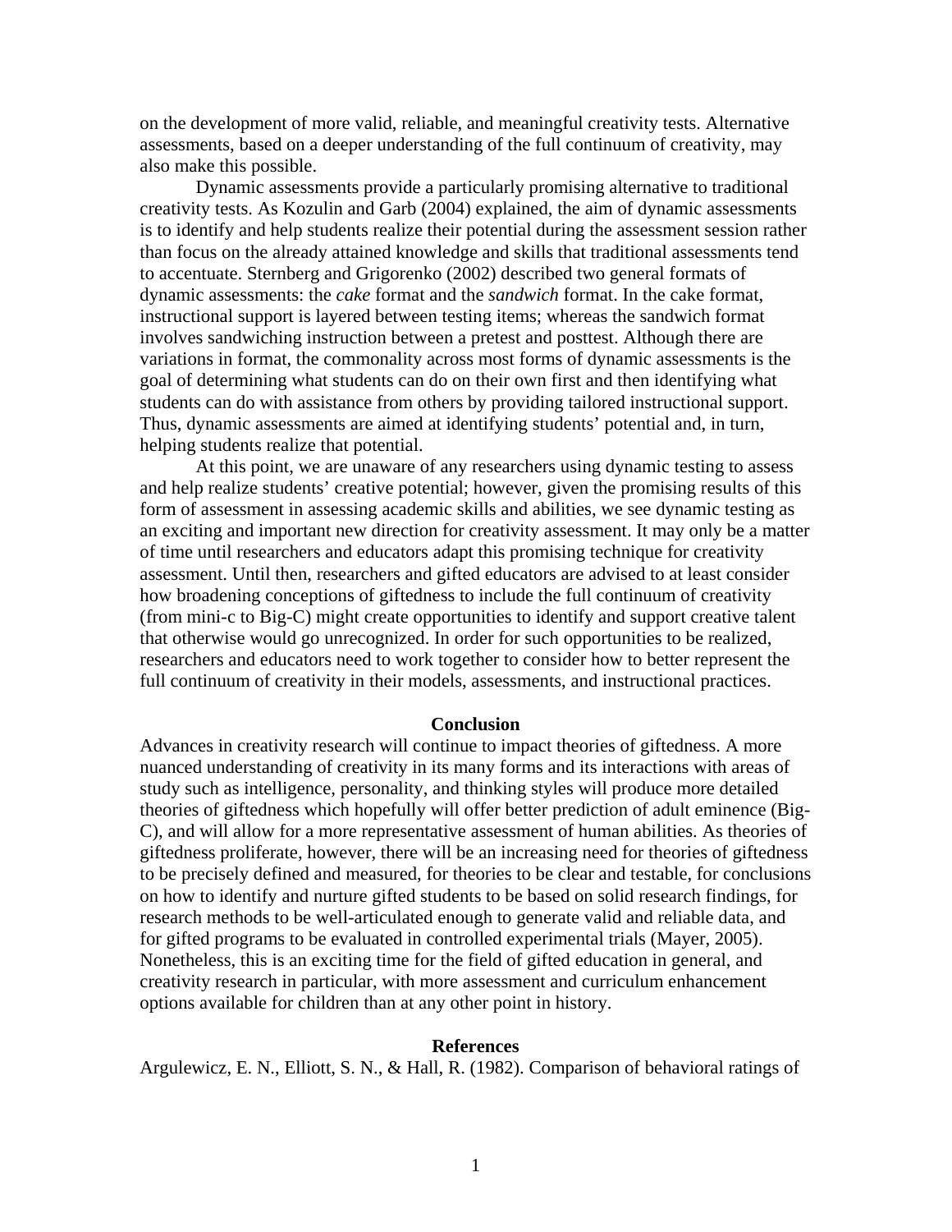on the development of more valid, reliable, and meaningful creativity tests. Alternative assessments, based on a deeper understanding of the full continuum of creativity, may also make this possible.

Dynamic assessments provide a particularly promising alternative to traditional creativity tests. As Kozulin and Garb (2004) explained, the aim of dynamic assessments is to identify and help students realize their potential during the assessment session rather than focus on the already attained knowledge and skills that traditional assessments tend to accentuate. Sternberg and Grigorenko (2002) described two general formats of dynamic assessments: the *cake* format and the *sandwich* format. In the cake format, instructional support is layered between testing items; whereas the sandwich format involves sandwiching instruction between a pretest and posttest. Although there are variations in format, the commonality across most forms of dynamic assessments is the goal of determining what students can do on their own first and then identifying what students can do with assistance from others by providing tailored instructional support. Thus, dynamic assessments are aimed at identifying students' potential and, in turn, helping students realize that potential.

At this point, we are unaware of any researchers using dynamic testing to assess and help realize students' creative potential; however, given the promising results of this form of assessment in assessing academic skills and abilities, we see dynamic testing as an exciting and important new direction for creativity assessment. It may only be a matter of time until researchers and educators adapt this promising technique for creativity assessment. Until then, researchers and gifted educators are advised to at least consider how broadening conceptions of giftedness to include the full continuum of creativity (from mini-c to Big-C) might create opportunities to identify and support creative talent that otherwise would go unrecognized. In order for such opportunities to be realized, researchers and educators need to work together to consider how to better represent the full continuum of creativity in their models, assessments, and instructional practices.

## Conclusion

Advances in creativity research will continue to impact theories of giftedness. A more nuanced understanding of creativity in its many forms and its interactions with areas of study such as intelligence, personality, and thinking styles will produce more detailed theories of giftedness which hopefully will offer better prediction of adult eminence (Big-C), and will allow for a more representative assessment of human abilities. As theories of giftedness proliferate, however, there will be an increasing need for theories of giftedness to be precisely defined and measured, for theories to be clear and testable, for conclusions on how to identify and nurture gifted students to be based on solid research findings, for research methods to be well-articulated enough to generate valid and reliable data, and for gifted programs to be evaluated in controlled experimental trials (Mayer, 2005). Nonetheless, this is an exciting time for the field of gifted education in general, and creativity research in particular, with more assessment and curriculum enhancement options available for children than at any other point in history.

## References

Argulewicz, E. N., Elliott, S. N., & Hall, R. (1982). Comparison of behavioral ratings of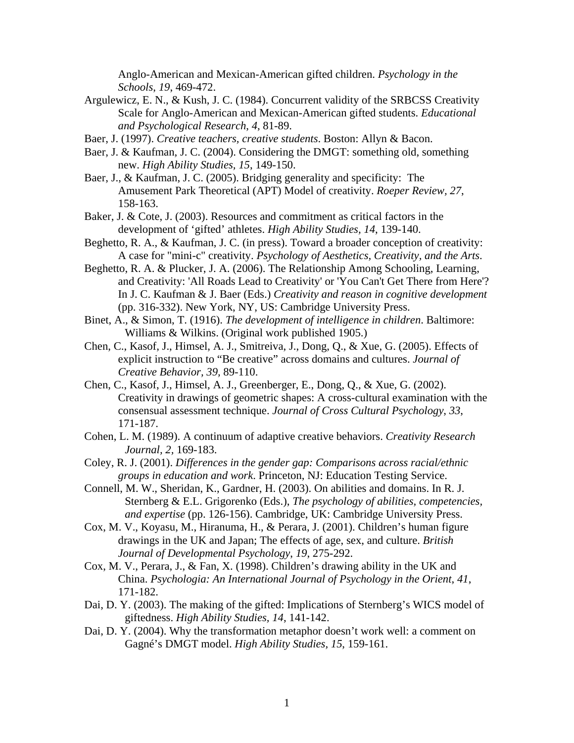Anglo-American and Mexican-American gifted children. *Psychology in the Schools*, *19*, 469-472.

Argulewicz, E. N., & Kush, J. C. (1984). Concurrent validity of the SRBCSS Creativity Scale for Anglo-American and Mexican-American gifted students. *Educational and Psychological Research*, *4*, 81-89.

Baer, J. (1997). *Creative teachers, creative students*. Boston: Allyn & Bacon.

Baer, J. & Kaufman, J. C. (2004). Considering the DMGT: something old, something new. *High Ability Studies*, *15*, 149-150.

Baer, J., & Kaufman, J. C. (2005). Bridging generality and specificity: The Amusement Park Theoretical (APT) Model of creativity. *Roeper Review, 27*, 158-163.

Baker, J. & Cote, J. (2003). Resources and commitment as critical factors in the development of 'gifted' athletes. *High Ability Studies*, *14*, 139-140.

Beghetto, R. A., & Kaufman, J. C. (in press). Toward a broader conception of creativity: A case for "mini-c" creativity. *Psychology of Aesthetics, Creativity, and the Arts*.

Beghetto, R. A. & Plucker, J. A. (2006). The Relationship Among Schooling, Learning, and Creativity: 'All Roads Lead to Creativity' or 'You Can't Get There from Here'? In J. C. Kaufman & J. Baer (Eds.) *Creativity and reason in cognitive development* (pp. 316-332). New York, NY, US: Cambridge University Press.

Binet, A., & Simon, T. (1916). *The development of intelligence in children*. Baltimore: Williams & Wilkins. (Original work published 1905.)

Chen, C., Kasof, J., Himsel, A. J., Smitreiva, J., Dong, Q., & Xue, G. (2005). Effects of explicit instruction to "Be creative" across domains and cultures. *Journal of Creative Behavior, 39*, 89-110.

Chen, C., Kasof, J., Himsel, A. J., Greenberger, E., Dong, Q., & Xue, G. (2002). Creativity in drawings of geometric shapes: A cross-cultural examination with the consensual assessment technique. *Journal of Cross Cultural Psychology*, *33*, 171-187.

Cohen, L. M. (1989). A continuum of adaptive creative behaviors. *Creativity Research Journal, 2,* 169-183.

Coley, R. J. (2001). *Differences in the gender gap: Comparisons across racial/ethnic groups in education and work*. Princeton, NJ: Education Testing Service.

Connell, M. W., Sheridan, K., Gardner, H. (2003). On abilities and domains. In R. J. Sternberg & E.L. Grigorenko (Eds.), *The psychology of abilities, competencies, and expertise* (pp. 126-156). Cambridge, UK: Cambridge University Press.

Cox, M. V., Koyasu, M., Hiranuma, H., & Perara, J. (2001). Children's human figure drawings in the UK and Japan; The effects of age, sex, and culture. *British Journal of Developmental Psychology*, *19*, 275-292.

Cox, M. V., Perara, J., & Fan, X. (1998). Children's drawing ability in the UK and China. *Psychologia: An International Journal of Psychology in the Orient*, *41*, 171-182.

Dai, D. Y. (2003). The making of the gifted: Implications of Sternberg's WICS model of giftedness. *High Ability Studies*, *14*, 141-142.

Dai, D. Y. (2004). Why the transformation metaphor doesn't work well: a comment on Gagné's DMGT model. *High Ability Studies, 15*, 159-161.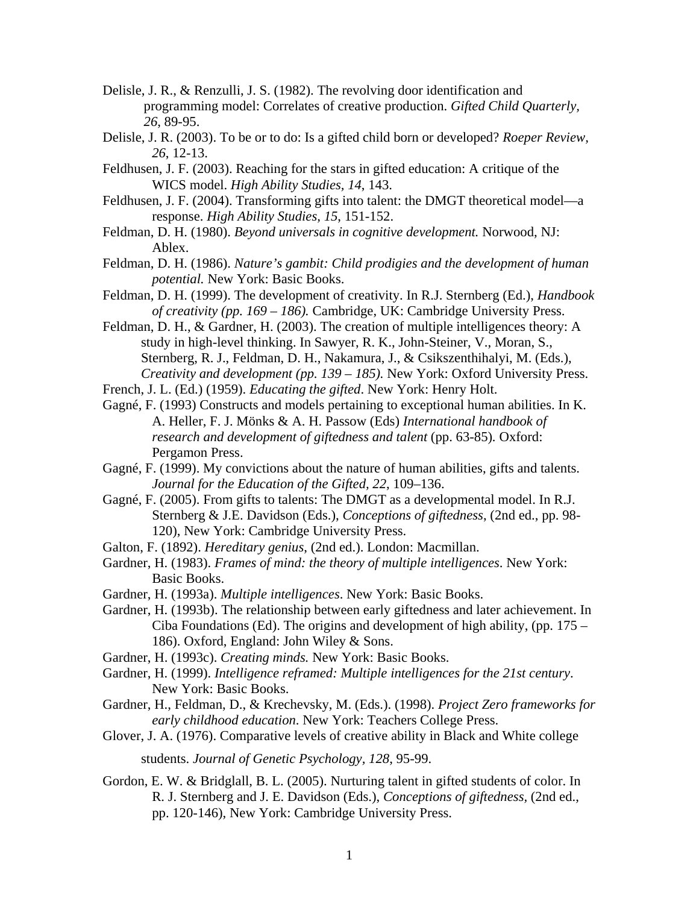Delisle, J. R., & Renzulli, J. S. (1982). The revolving door identification and programming model: Correlates of creative production. *Gifted Child Quarterly, 26*, 89-95.

Delisle, J. R. (2003). To be or to do: Is a gifted child born or developed? *Roeper Review, 26*, 12-13.

Feldhusen, J. F. (2003). Reaching for the stars in gifted education: A critique of the WICS model. *High Ability Studies, 14*, 143.

Feldhusen, J. F. (2004). Transforming gifts into talent: the DMGT theoretical model—a response. *High Ability Studies, 15*, 151-152.

Feldman, D. H. (1980). *Beyond universals in cognitive development.* Norwood, NJ: Ablex.

Feldman, D. H. (1986). *Nature's gambit: Child prodigies and the development of human potential.* New York: Basic Books.

Feldman, D. H. (1999). The development of creativity. In R.J. Sternberg (Ed.), *Handbook of creativity (pp. 169 – 186).* Cambridge, UK: Cambridge University Press.

Feldman, D. H., & Gardner, H. (2003). The creation of multiple intelligences theory: A study in high-level thinking. In Sawyer, R. K., John-Steiner, V., Moran, S., Sternberg, R. J., Feldman, D. H., Nakamura, J., & Csikszenthihalyi, M. (Eds.), *Creativity and development (pp. 139 – 185).* New York: Oxford University Press.

French, J. L. (Ed.) (1959). *Educating the gifted*. New York: Henry Holt.

Gagné, F. (1993) Constructs and models pertaining to exceptional human abilities. In K. A. Heller, F. J. Mönks & A. H. Passow (Eds) *International handbook of research and development of giftedness and talent* (pp. 63-85). Oxford: Pergamon Press.

Gagné, F. (1999). My convictions about the nature of human abilities, gifts and talents. *Journal for the Education of the Gifted, 22,* 109–136.

Gagné, F. (2005). From gifts to talents: The DMGT as a developmental model. In R.J. Sternberg & J.E. Davidson (Eds.), *Conceptions of giftedness*, (2nd ed., pp. 98-120), New York: Cambridge University Press.

Galton, F. (1892). *Hereditary genius,* (2nd ed.). London: Macmillan.

Gardner, H. (1983). *Frames of mind: the theory of multiple intelligences*. New York: Basic Books.

Gardner, H. (1993a). *Multiple intelligences*. New York: Basic Books.

Gardner, H. (1993b). The relationship between early giftedness and later achievement. In Ciba Foundations (Ed). The origins and development of high ability, (pp. 175 – 186). Oxford, England: John Wiley & Sons.

Gardner, H. (1993c). *Creating minds.* New York: Basic Books.

Gardner, H. (1999). *Intelligence reframed: Multiple intelligences for the 21st century*. New York: Basic Books.

Gardner, H., Feldman, D., & Krechevsky, M. (Eds.). (1998). *Project Zero frameworks for early childhood education*. New York: Teachers College Press.

Glover, J. A. (1976). Comparative levels of creative ability in Black and White college students. *Journal of Genetic Psychology, 128*, 95-99.

Gordon, E. W. & Bridglall, B. L. (2005). Nurturing talent in gifted students of color. In R. J. Sternberg and J. E. Davidson (Eds.), *Conceptions of giftedness*, (2nd ed., pp. 120-146), New York: Cambridge University Press.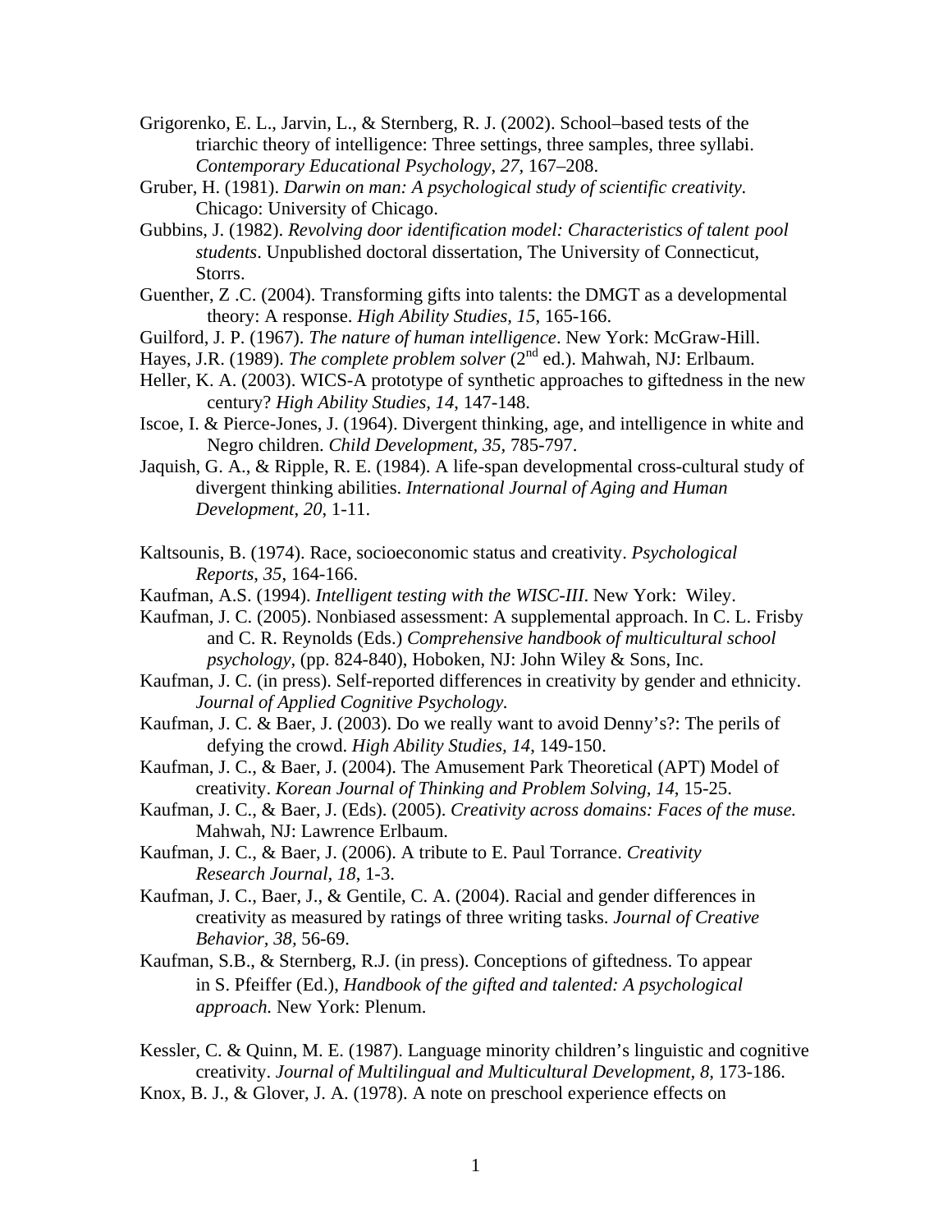Grigorenko, E. L., Jarvin, L., & Sternberg, R. J. (2002). School–based tests of the triarchic theory of intelligence: Three settings, three samples, three syllabi. *Contemporary Educational Psychology, 27,* 167–208.

Gruber, H. (1981). *Darwin on man: A psychological study of scientific creativity.* Chicago: University of Chicago.

Gubbins, J. (1982). *Revolving door identification model: Characteristics of talent pool students*. Unpublished doctoral dissertation, The University of Connecticut, Storrs.

Guenther, Z .C. (2004). Transforming gifts into talents: the DMGT as a developmental theory: A response. *High Ability Studies, 15*, 165-166.

Guilford, J. P. (1967). *The nature of human intelligence*. New York: McGraw-Hill.

Hayes, J.R. (1989). *The complete problem solver* (2nd ed.). Mahwah, NJ: Erlbaum.

Heller, K. A. (2003). WICS-A prototype of synthetic approaches to giftedness in the new century? *High Ability Studies, 14*, 147-148.

Iscoe, I. & Pierce-Jones, J. (1964). Divergent thinking, age, and intelligence in white and Negro children. *Child Development, 35,* 785-797.

Jaquish, G. A., & Ripple, R. E. (1984). A life-span developmental cross-cultural study of divergent thinking abilities. *International Journal of Aging and Human Development*, *20*, 1-11.

Kaltsounis, B. (1974). Race, socioeconomic status and creativity. *Psychological Reports*, *35*, 164-166.

Kaufman, A.S. (1994). *Intelligent testing with the WISC-III*. New York: Wiley.

Kaufman, J. C. (2005). Nonbiased assessment: A supplemental approach. In C. L. Frisby and C. R. Reynolds (Eds.) *Comprehensive handbook of multicultural school psychology*, (pp. 824-840), Hoboken, NJ: John Wiley & Sons, Inc.

Kaufman, J. C. (in press). Self-reported differences in creativity by gender and ethnicity. *Journal of Applied Cognitive Psychology.*

Kaufman, J. C. & Baer, J. (2003). Do we really want to avoid Denny's?: The perils of defying the crowd. *High Ability Studies, 14,* 149-150.

Kaufman, J. C., & Baer, J. (2004). The Amusement Park Theoretical (APT) Model of creativity. *Korean Journal of Thinking and Problem Solving, 14*, 15-25.

Kaufman, J. C., & Baer, J. (Eds). (2005). *Creativity across domains: Faces of the muse.* Mahwah, NJ: Lawrence Erlbaum.

Kaufman, J. C., & Baer, J. (2006). A tribute to E. Paul Torrance. *Creativity Research Journal*, *18*, 1-3.

Kaufman, J. C., Baer, J., & Gentile, C. A. (2004). Racial and gender differences in creativity as measured by ratings of three writing tasks. *Journal of Creative Behavior, 38,* 56-69.

Kaufman, S.B., & Sternberg, R.J. (in press). Conceptions of giftedness. To appear in S. Pfeiffer (Ed.), *Handbook of the gifted and talented: A psychological approach.* New York: Plenum.

Kessler, C. & Quinn, M. E. (1987). Language minority children's linguistic and cognitive creativity. *Journal of Multilingual and Multicultural Development*, *8*, 173-186.

Knox, B. J., & Glover, J. A. (1978). A note on preschool experience effects on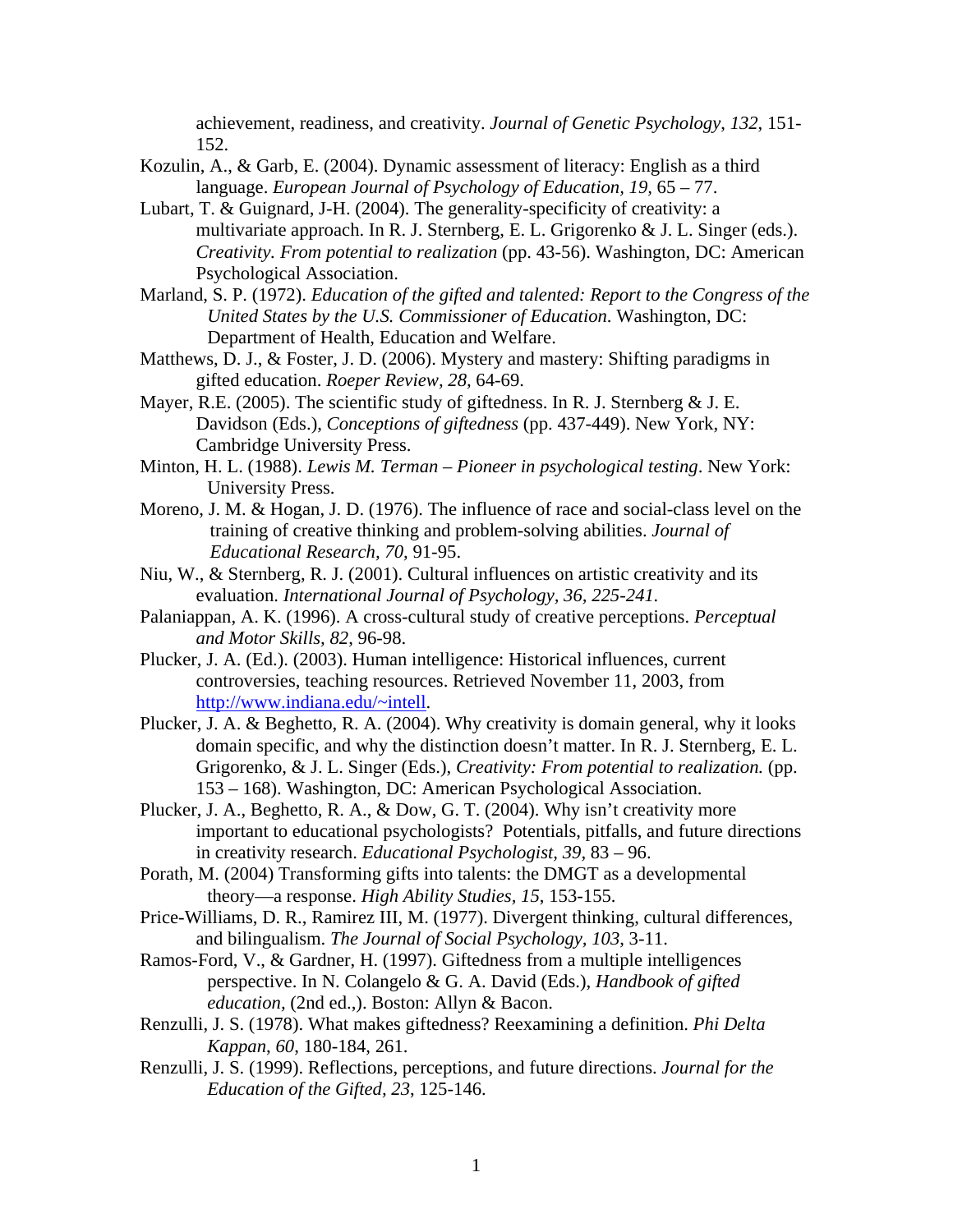achievement, readiness, and creativity. *Journal of Genetic Psychology, 132*, 151-152.

Kozulin, A., & Garb, E. (2004). Dynamic assessment of literacy: English as a third language. *European Journal of Psychology of Education, 19,* 65 – 77.

Lubart, T. & Guignard, J-H. (2004). The generality-specificity of creativity: a multivariate approach. In R. J. Sternberg, E. L. Grigorenko & J. L. Singer (eds.). *Creativity. From potential to realization* (pp. 43-56). Washington, DC: American Psychological Association.

Marland, S. P. (1972). *Education of the gifted and talented: Report to the Congress of the United States by the U.S. Commissioner of Education*. Washington, DC: Department of Health, Education and Welfare.

Matthews, D. J., & Foster, J. D. (2006). Mystery and mastery: Shifting paradigms in gifted education. *Roeper Review, 28,* 64-69.

Mayer, R.E. (2005). The scientific study of giftedness. In R. J. Sternberg & J. E. Davidson (Eds.), *Conceptions of giftedness* (pp. 437-449). New York, NY: Cambridge University Press.

Minton, H. L. (1988). *Lewis M. Terman – Pioneer in psychological testing*. New York: University Press.

Moreno, J. M. & Hogan, J. D. (1976). The influence of race and social-class level on the training of creative thinking and problem-solving abilities. *Journal of Educational Research, 70,* 91-95.

Niu, W., & Sternberg, R. J. (2001). Cultural influences on artistic creativity and its evaluation. *International Journal of Psychology, 36, 225-241.*

Palaniappan, A. K. (1996). A cross-cultural study of creative perceptions. *Perceptual and Motor Skills, 82,* 96-98.

Plucker, J. A. (Ed.). (2003). Human intelligence: Historical influences, current controversies, teaching resources. Retrieved November 11, 2003, from http://www.indiana.edu/~intell.

Plucker, J. A. & Beghetto, R. A. (2004). Why creativity is domain general, why it looks domain specific, and why the distinction doesn't matter. In R. J. Sternberg, E. L. Grigorenko, & J. L. Singer (Eds.), *Creativity: From potential to realization.* (pp. 153 – 168). Washington, DC: American Psychological Association.

Plucker, J. A., Beghetto, R. A., & Dow, G. T. (2004). Why isn't creativity more important to educational psychologists? Potentials, pitfalls, and future directions in creativity research. *Educational Psychologist, 39,* 83 – 96.

Porath, M. (2004) Transforming gifts into talents: the DMGT as a developmental theory—a response. *High Ability Studies, 15*, 153-155.

Price-Williams, D. R., Ramirez III, M. (1977). Divergent thinking, cultural differences, and bilingualism. *The Journal of Social Psychology, 103*, 3-11.

Ramos-Ford, V., & Gardner, H. (1997). Giftedness from a multiple intelligences perspective. In N. Colangelo & G. A. David (Eds.), *Handbook of gifted education,* (2nd ed.,). Boston: Allyn & Bacon.

Renzulli, J. S. (1978). What makes giftedness? Reexamining a definition. *Phi Delta Kappan*, *60*, 180-184, 261.

Renzulli, J. S. (1999). Reflections, perceptions, and future directions. *Journal for the Education of the Gifted, 23*, 125-146.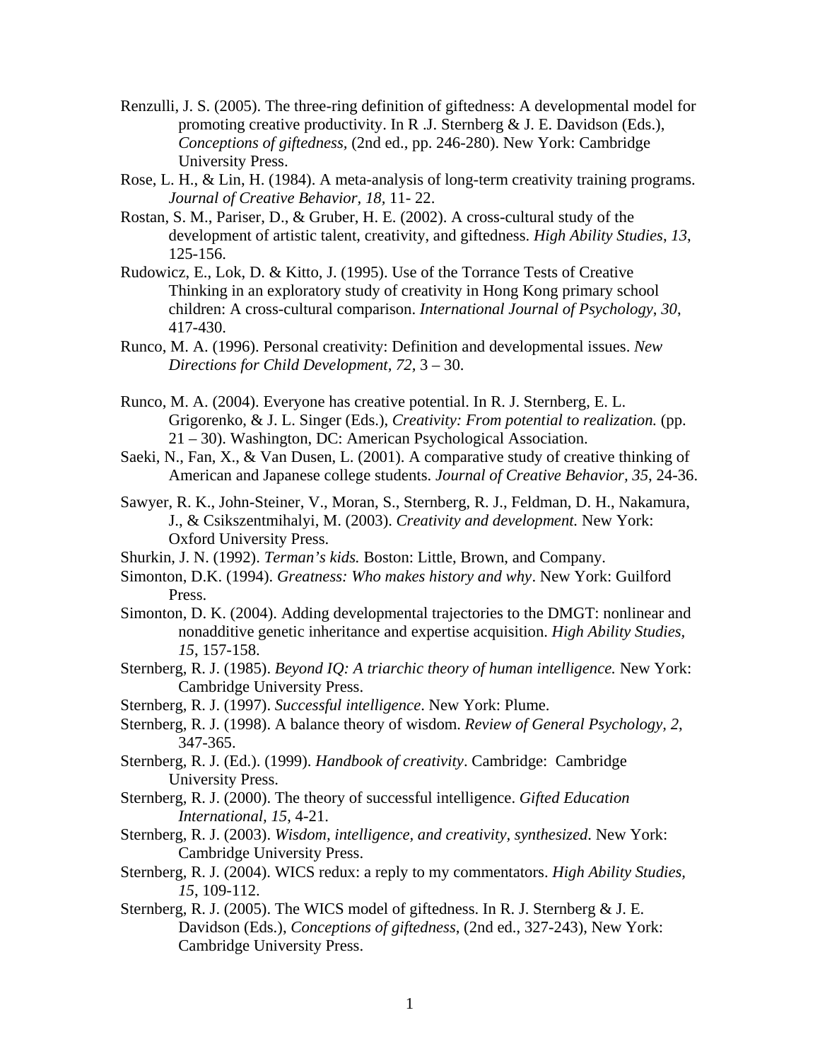Renzulli, J. S. (2005). The three-ring definition of giftedness: A developmental model for promoting creative productivity. In R .J. Sternberg & J. E. Davidson (Eds.), *Conceptions of giftedness*, (2nd ed., pp. 246-280). New York: Cambridge University Press.

Rose, L. H., & Lin, H. (1984). A meta-analysis of long-term creativity training programs. *Journal of Creative Behavior*, *18*, 11- 22.

Rostan, S. M., Pariser, D., & Gruber, H. E. (2002). A cross-cultural study of the development of artistic talent, creativity, and giftedness. *High Ability Studies*, *13*, 125-156.

Rudowicz, E., Lok, D. & Kitto, J. (1995). Use of the Torrance Tests of Creative Thinking in an exploratory study of creativity in Hong Kong primary school children: A cross-cultural comparison. *International Journal of Psychology*, *30*, 417-430.

Runco, M. A. (1996). Personal creativity: Definition and developmental issues. *New Directions for Child Development, 72,* 3 – 30.

Runco, M. A. (2004). Everyone has creative potential. In R. J. Sternberg, E. L. Grigorenko, & J. L. Singer (Eds.), *Creativity: From potential to realization.* (pp. 21 – 30). Washington, DC: American Psychological Association.

Saeki, N., Fan, X., & Van Dusen, L. (2001). A comparative study of creative thinking of American and Japanese college students. *Journal of Creative Behavior, 35*, 24-36.

Sawyer, R. K., John-Steiner, V., Moran, S., Sternberg, R. J., Feldman, D. H., Nakamura, J., & Csikszentmihalyi, M. (2003). *Creativity and development.* New York: Oxford University Press.

Shurkin, J. N. (1992). *Terman's kids.* Boston: Little, Brown, and Company.

Simonton, D.K. (1994). *Greatness: Who makes history and why*. New York: Guilford Press.

Simonton, D. K. (2004). Adding developmental trajectories to the DMGT: nonlinear and nonadditive genetic inheritance and expertise acquisition. *High Ability Studies, 15*, 157-158.

Sternberg, R. J. (1985). *Beyond IQ: A triarchic theory of human intelligence.* New York: Cambridge University Press.

Sternberg, R. J. (1997). *Successful intelligence*. New York: Plume.

Sternberg, R. J. (1998). A balance theory of wisdom. *Review of General Psychology, 2*, 347-365.

Sternberg, R. J. (Ed.). (1999). *Handbook of creativity*. Cambridge: Cambridge University Press.

Sternberg, R. J. (2000). The theory of successful intelligence. *Gifted Education International, 15*, 4-21.

Sternberg, R. J. (2003). *Wisdom, intelligence, and creativity, synthesized*. New York: Cambridge University Press.

Sternberg, R. J. (2004). WICS redux: a reply to my commentators. *High Ability Studies, 15*, 109-112.

Sternberg, R. J. (2005). The WICS model of giftedness. In R. J. Sternberg & J. E. Davidson (Eds.), *Conceptions of giftedness*, (2nd ed., 327-243), New York: Cambridge University Press.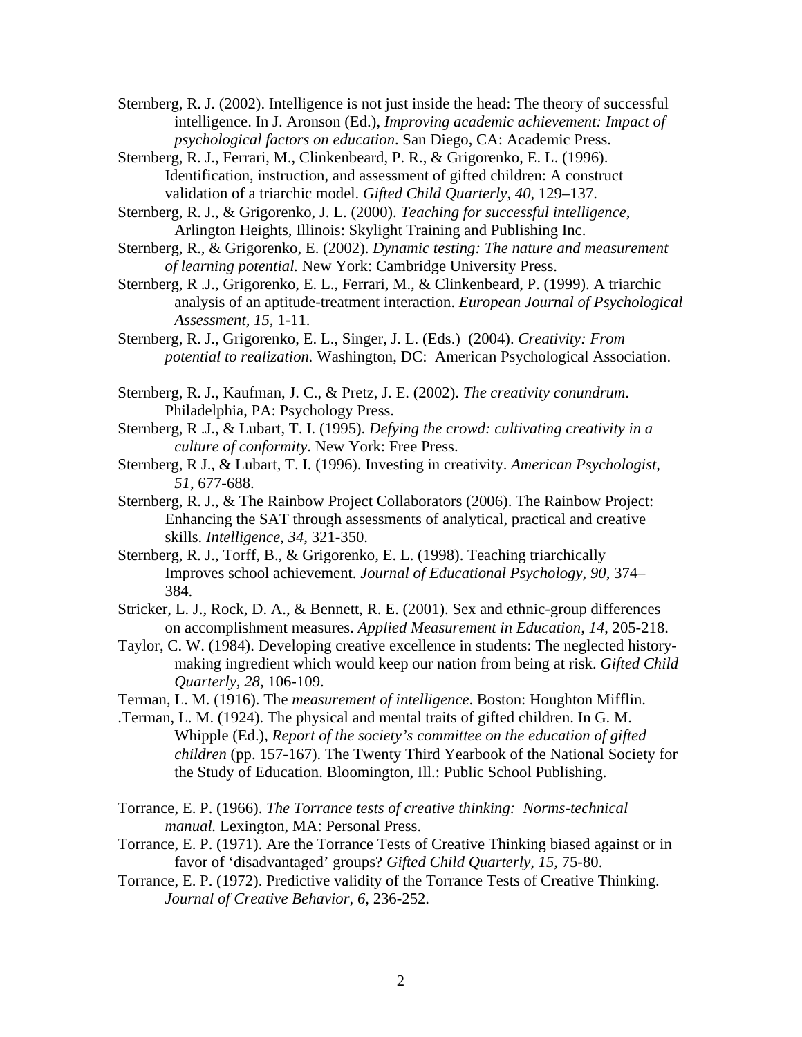Sternberg, R. J. (2002). Intelligence is not just inside the head: The theory of successful intelligence. In J. Aronson (Ed.), *Improving academic achievement: Impact of psychological factors on education*. San Diego, CA: Academic Press.

Sternberg, R. J., Ferrari, M., Clinkenbeard, P. R., & Grigorenko, E. L. (1996). Identification, instruction, and assessment of gifted children: A construct validation of a triarchic model. *Gifted Child Quarterly*, *40*, 129–137.

Sternberg, R. J., & Grigorenko, J. L. (2000). *Teaching for successful intelligence*, Arlington Heights, Illinois: Skylight Training and Publishing Inc.

Sternberg, R., & Grigorenko, E. (2002). *Dynamic testing: The nature and measurement of learning potential.* New York: Cambridge University Press.

Sternberg, R .J., Grigorenko, E. L., Ferrari, M., & Clinkenbeard, P. (1999). A triarchic analysis of an aptitude-treatment interaction. *European Journal of Psychological Assessment, 15*, 1-11.

Sternberg, R. J., Grigorenko, E. L., Singer, J. L. (Eds.) (2004). *Creativity: From potential to realization.* Washington, DC: American Psychological Association.

Sternberg, R. J., Kaufman, J. C., & Pretz, J. E. (2002). *The creativity conundrum*. Philadelphia, PA: Psychology Press.

Sternberg, R .J., & Lubart, T. I. (1995). *Defying the crowd: cultivating creativity in a culture of conformity*. New York: Free Press.

Sternberg, R J., & Lubart, T. I. (1996). Investing in creativity. *American Psychologist, 51*, 677-688.

Sternberg, R. J., & The Rainbow Project Collaborators (2006). The Rainbow Project: Enhancing the SAT through assessments of analytical, practical and creative skills. *Intelligence*, *34*, 321-350.

Sternberg, R. J., Torff, B., & Grigorenko, E. L. (1998). Teaching triarchically Improves school achievement. *Journal of Educational Psychology*, *90*, 374–384.

Stricker, L. J., Rock, D. A., & Bennett, R. E. (2001). Sex and ethnic-group differences on accomplishment measures. *Applied Measurement in Education, 14*, 205-218.

Taylor, C. W. (1984). Developing creative excellence in students: The neglected history-making ingredient which would keep our nation from being at risk. *Gifted Child Quarterly, 28,* 106-109.

Terman, L. M. (1916). The *measurement of intelligence*. Boston: Houghton Mifflin.

.Terman, L. M. (1924). The physical and mental traits of gifted children. In G. M. Whipple (Ed.), *Report of the society's committee on the education of gifted children* (pp. 157-167). The Twenty Third Yearbook of the National Society for the Study of Education. Bloomington, Ill.: Public School Publishing.

Torrance, E. P. (1966). *The Torrance tests of creative thinking: Norms-technical manual.* Lexington, MA: Personal Press.

Torrance, E. P. (1971). Are the Torrance Tests of Creative Thinking biased against or in favor of 'disadvantaged' groups? *Gifted Child Quarterly, 15,* 75-80.

Torrance, E. P. (1972). Predictive validity of the Torrance Tests of Creative Thinking. *Journal of Creative Behavior, 6,* 236-252.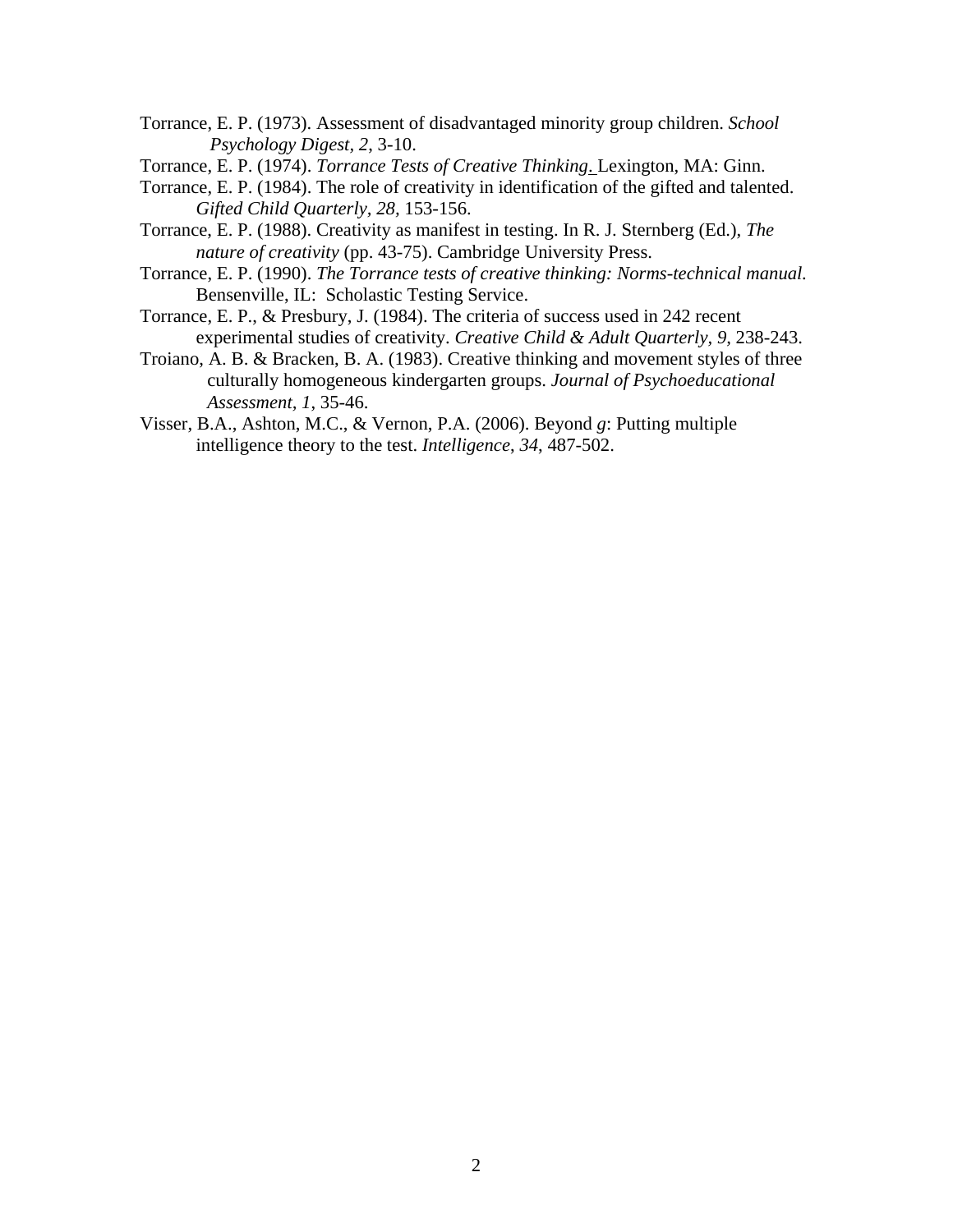Torrance, E. P. (1973). Assessment of disadvantaged minority group children. *School Psychology Digest, 2*, 3-10.

Torrance, E. P. (1974). *Torrance Tests of Creative Thinking.* Lexington, MA: Ginn.

Torrance, E. P. (1984). The role of creativity in identification of the gifted and talented. *Gifted Child Quarterly, 28*, 153-156.

Torrance, E. P. (1988). Creativity as manifest in testing. In R. J. Sternberg (Ed.), *The nature of creativity* (pp. 43-75). Cambridge University Press.

Torrance, E. P. (1990). *The Torrance tests of creative thinking: Norms-technical manual*. Bensenville, IL: Scholastic Testing Service.

Torrance, E. P., & Presbury, J. (1984). The criteria of success used in 242 recent experimental studies of creativity. *Creative Child & Adult Quarterly, 9*, 238-243.

Troiano, A. B. & Bracken, B. A. (1983). Creative thinking and movement styles of three culturally homogeneous kindergarten groups. *Journal of Psychoeducational Assessment, 1*, 35-46.

Visser, B.A., Ashton, M.C., & Vernon, P.A. (2006). Beyond *g*: Putting multiple intelligence theory to the test. *Intelligence*, *34*, 487-502.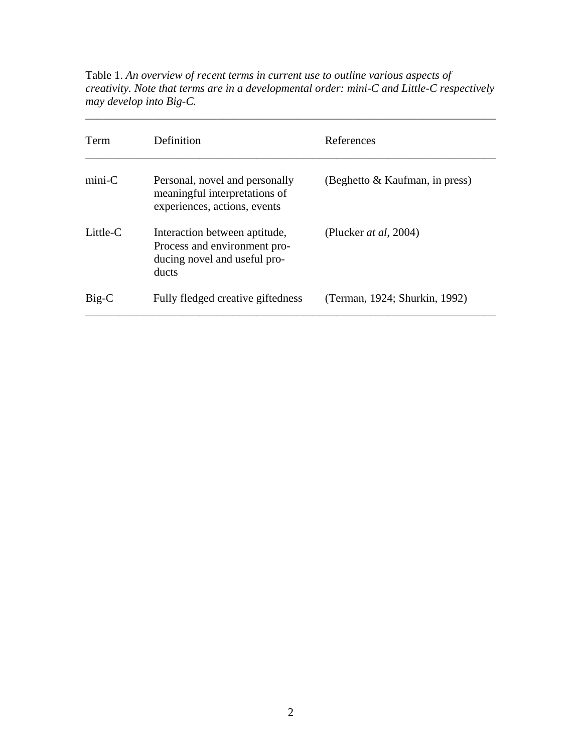Table 1. *An overview of recent terms in current use to outline various aspects of creativity. Note that terms are in a developmental order: mini-C and Little-C respectively may develop into Big-C.*

| Term | Definition | References |
|---|---|---|
| mini-C | Personal, novel and personally meaningful interpretations of experiences, actions, events | (Beghetto & Kaufman, in press) |
| Little-C | Interaction between aptitude, Process and environment producing novel and useful products | (Plucker *at al*, 2004) |
| Big-C | Fully fledged creative giftedness | (Terman, 1924; Shurkin, 1992) |